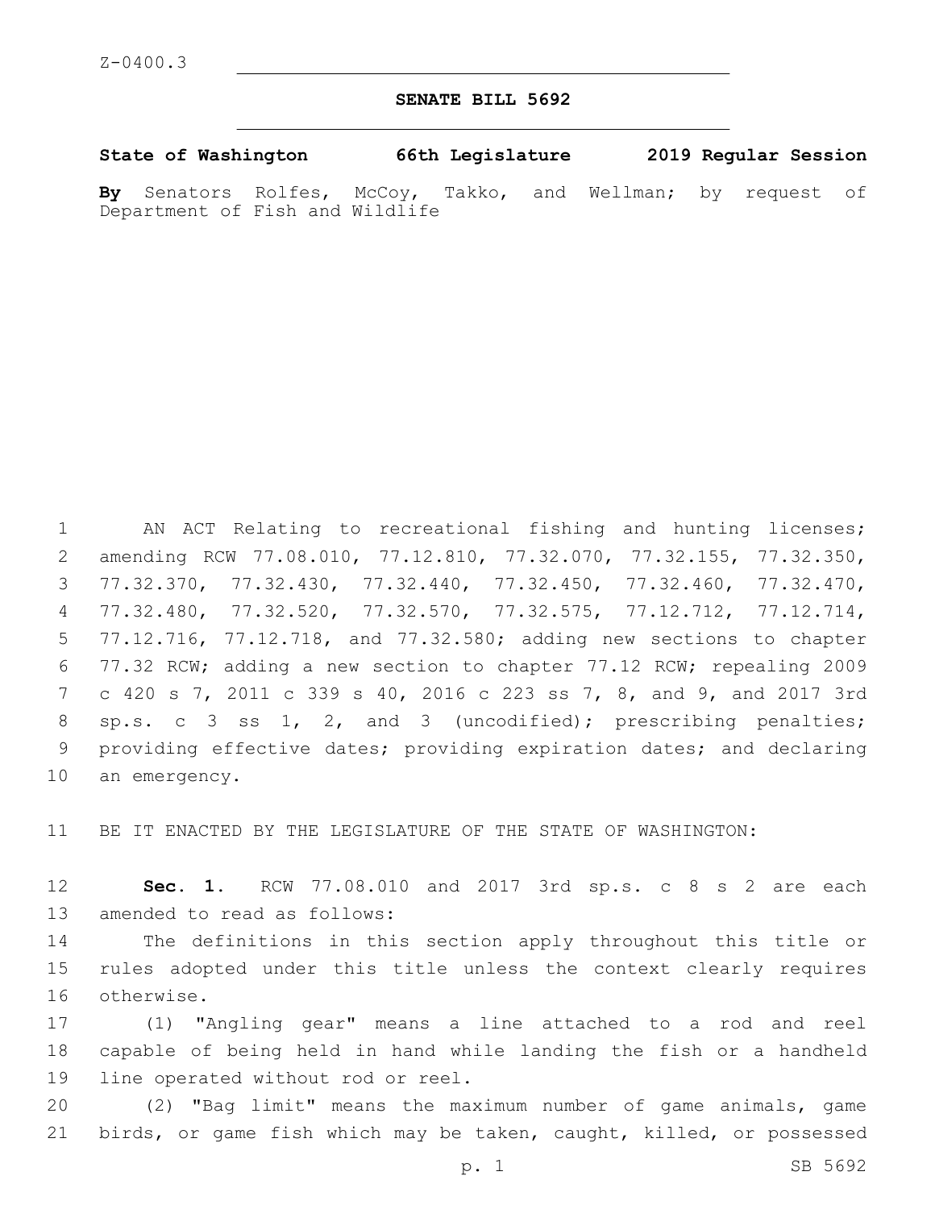Z-0400.3

# SENATE BILL 5692

**State of Washington 66th Legislature 2019 Regular Session**

**By** Senators Rolfes, McCoy, Takko, and Wellman; by request of Department of Fish and Wildlife

AN ACT Relating to recreational fishing and hunting licenses; amending RCW 77.08.010, 77.12.810, 77.32.070, 77.32.155, 77.32.350, 77.32.370, 77.32.430, 77.32.440, 77.32.450, 77.32.460, 77.32.470, 77.32.480, 77.32.520, 77.32.570, 77.32.575, 77.12.712, 77.12.714, 77.12.716, 77.12.718, and 77.32.580; adding new sections to chapter 77.32 RCW; adding a new section to chapter 77.12 RCW; repealing 2009 c 420 s 7, 2011 c 339 s 40, 2016 c 223 ss 7, 8, and 9, and 2017 3rd sp.s. c 3 ss 1, 2, and 3 (uncodified); prescribing penalties; providing effective dates; providing expiration dates; and declaring an emergency.

BE IT ENACTED BY THE LEGISLATURE OF THE STATE OF WASHINGTON:

**Sec. 1.** RCW 77.08.010 and 2017 3rd sp.s. c 8 s 2 are each amended to read as follows:

The definitions in this section apply throughout this title or rules adopted under this title unless the context clearly requires otherwise.

(1) "Angling gear" means a line attached to a rod and reel capable of being held in hand while landing the fish or a handheld line operated without rod or reel.

(2) "Bag limit" means the maximum number of game animals, game birds, or game fish which may be taken, caught, killed, or possessed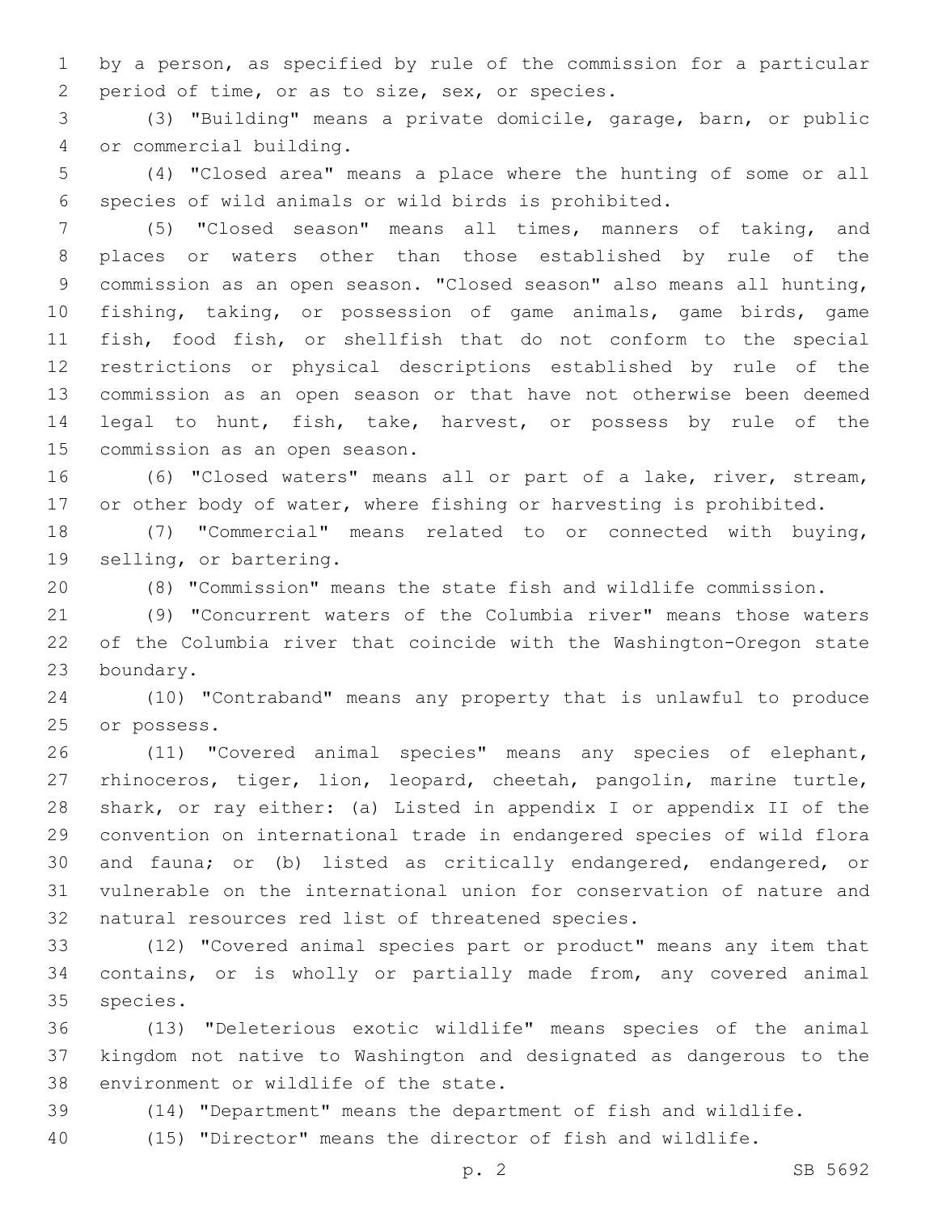by a person, as specified by rule of the commission for a particular period of time, or as to size, sex, or species.

(3) "Building" means a private domicile, garage, barn, or public or commercial building.

(4) "Closed area" means a place where the hunting of some or all species of wild animals or wild birds is prohibited.

(5) "Closed season" means all times, manners of taking, and places or waters other than those established by rule of the commission as an open season. "Closed season" also means all hunting, fishing, taking, or possession of game animals, game birds, game fish, food fish, or shellfish that do not conform to the special restrictions or physical descriptions established by rule of the commission as an open season or that have not otherwise been deemed legal to hunt, fish, take, harvest, or possess by rule of the commission as an open season.

(6) "Closed waters" means all or part of a lake, river, stream, or other body of water, where fishing or harvesting is prohibited.

(7) "Commercial" means related to or connected with buying, selling, or bartering.

(8) "Commission" means the state fish and wildlife commission.

(9) "Concurrent waters of the Columbia river" means those waters of the Columbia river that coincide with the Washington-Oregon state boundary.

(10) "Contraband" means any property that is unlawful to produce or possess.

(11) "Covered animal species" means any species of elephant, rhinoceros, tiger, lion, leopard, cheetah, pangolin, marine turtle, shark, or ray either: (a) Listed in appendix I or appendix II of the convention on international trade in endangered species of wild flora and fauna; or (b) listed as critically endangered, endangered, or vulnerable on the international union for conservation of nature and natural resources red list of threatened species.

(12) "Covered animal species part or product" means any item that contains, or is wholly or partially made from, any covered animal species.

(13) "Deleterious exotic wildlife" means species of the animal kingdom not native to Washington and designated as dangerous to the environment or wildlife of the state.

(14) "Department" means the department of fish and wildlife.

(15) "Director" means the director of fish and wildlife.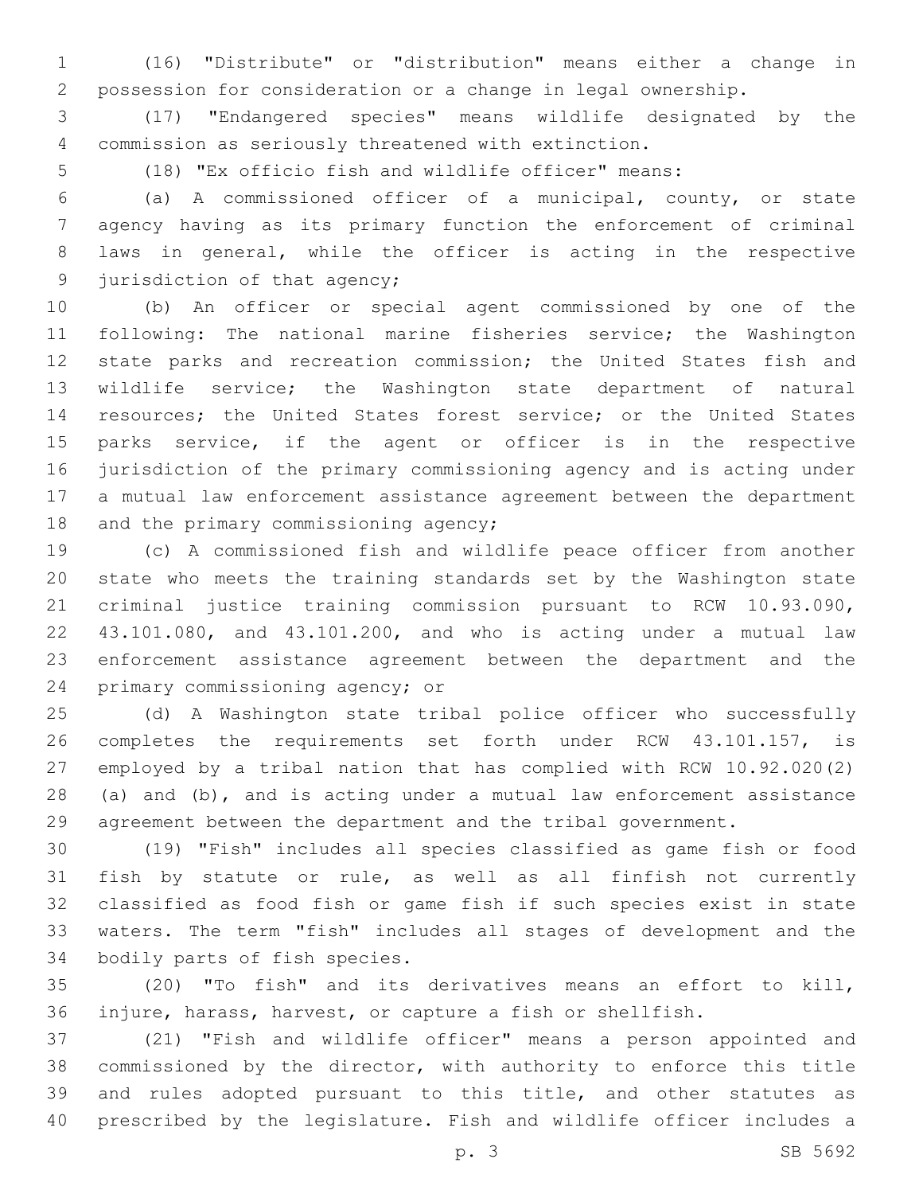(16) "Distribute" or "distribution" means either a change in possession for consideration or a change in legal ownership.

(17) "Endangered species" means wildlife designated by the commission as seriously threatened with extinction.

(18) "Ex officio fish and wildlife officer" means:

(a) A commissioned officer of a municipal, county, or state agency having as its primary function the enforcement of criminal laws in general, while the officer is acting in the respective jurisdiction of that agency;

(b) An officer or special agent commissioned by one of the following: The national marine fisheries service; the Washington state parks and recreation commission; the United States fish and wildlife service; the Washington state department of natural resources; the United States forest service; or the United States parks service, if the agent or officer is in the respective jurisdiction of the primary commissioning agency and is acting under a mutual law enforcement assistance agreement between the department and the primary commissioning agency;

(c) A commissioned fish and wildlife peace officer from another state who meets the training standards set by the Washington state criminal justice training commission pursuant to RCW 10.93.090, 43.101.080, and 43.101.200, and who is acting under a mutual law enforcement assistance agreement between the department and the primary commissioning agency; or

(d) A Washington state tribal police officer who successfully completes the requirements set forth under RCW 43.101.157, is employed by a tribal nation that has complied with RCW 10.92.020(2)(a) and (b), and is acting under a mutual law enforcement assistance agreement between the department and the tribal government.

(19) "Fish" includes all species classified as game fish or food fish by statute or rule, as well as all finfish not currently classified as food fish or game fish if such species exist in state waters. The term "fish" includes all stages of development and the bodily parts of fish species.

(20) "To fish" and its derivatives means an effort to kill, injure, harass, harvest, or capture a fish or shellfish.

(21) "Fish and wildlife officer" means a person appointed and commissioned by the director, with authority to enforce this title and rules adopted pursuant to this title, and other statutes as prescribed by the legislature. Fish and wildlife officer includes a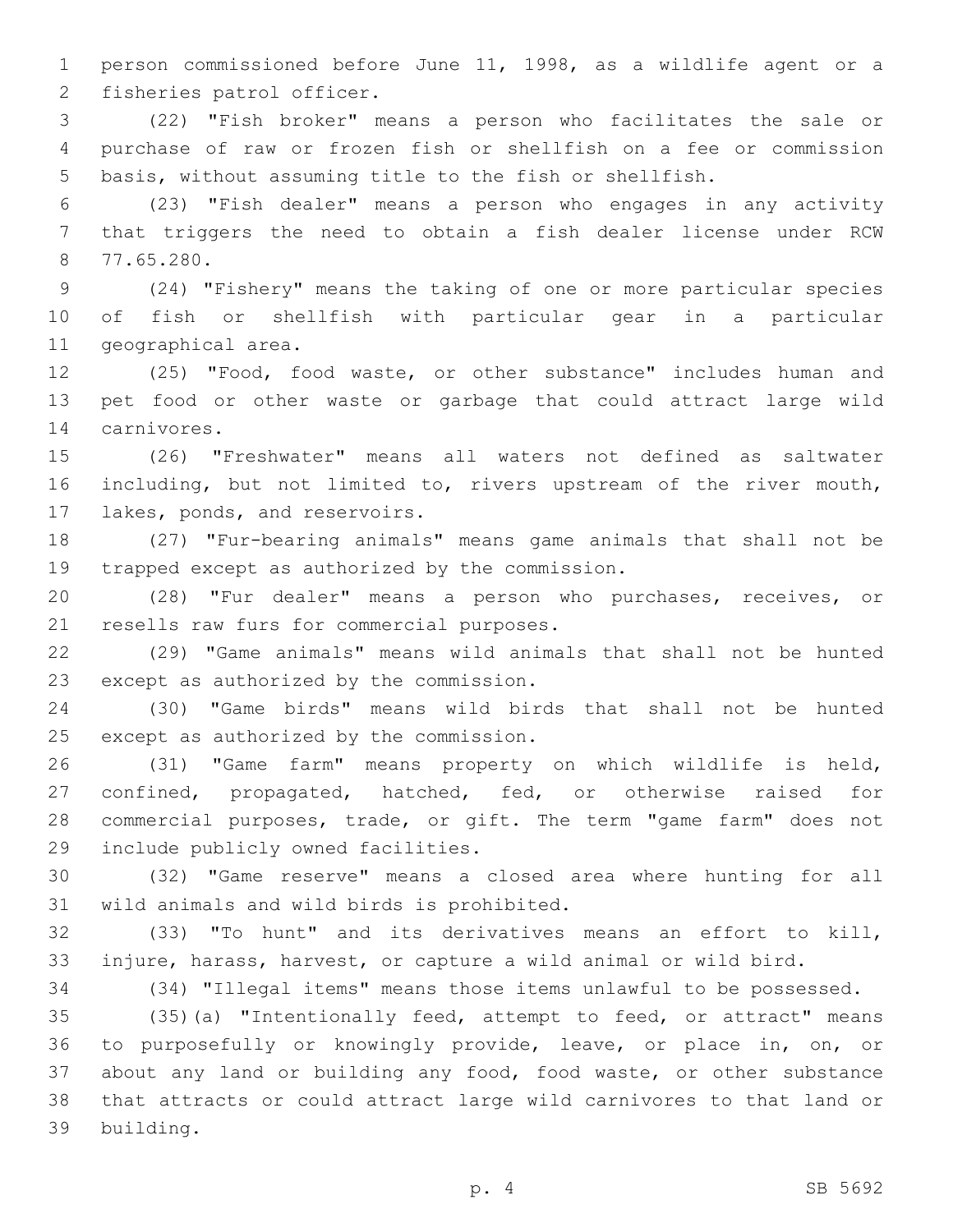person commissioned before June 11, 1998, as a wildlife agent or a fisheries patrol officer.

(22) "Fish broker" means a person who facilitates the sale or purchase of raw or frozen fish or shellfish on a fee or commission basis, without assuming title to the fish or shellfish.

(23) "Fish dealer" means a person who engages in any activity that triggers the need to obtain a fish dealer license under RCW 77.65.280.

(24) "Fishery" means the taking of one or more particular species of fish or shellfish with particular gear in a particular geographical area.

(25) "Food, food waste, or other substance" includes human and pet food or other waste or garbage that could attract large wild carnivores.

(26) "Freshwater" means all waters not defined as saltwater including, but not limited to, rivers upstream of the river mouth, lakes, ponds, and reservoirs.

(27) "Fur-bearing animals" means game animals that shall not be trapped except as authorized by the commission.

(28) "Fur dealer" means a person who purchases, receives, or resells raw furs for commercial purposes.

(29) "Game animals" means wild animals that shall not be hunted except as authorized by the commission.

(30) "Game birds" means wild birds that shall not be hunted except as authorized by the commission.

(31) "Game farm" means property on which wildlife is held, confined, propagated, hatched, fed, or otherwise raised for commercial purposes, trade, or gift. The term "game farm" does not include publicly owned facilities.

(32) "Game reserve" means a closed area where hunting for all wild animals and wild birds is prohibited.

(33) "To hunt" and its derivatives means an effort to kill, injure, harass, harvest, or capture a wild animal or wild bird.

(34) "Illegal items" means those items unlawful to be possessed.

(35)(a) "Intentionally feed, attempt to feed, or attract" means to purposefully or knowingly provide, leave, or place in, on, or about any land or building any food, food waste, or other substance that attracts or could attract large wild carnivores to that land or building.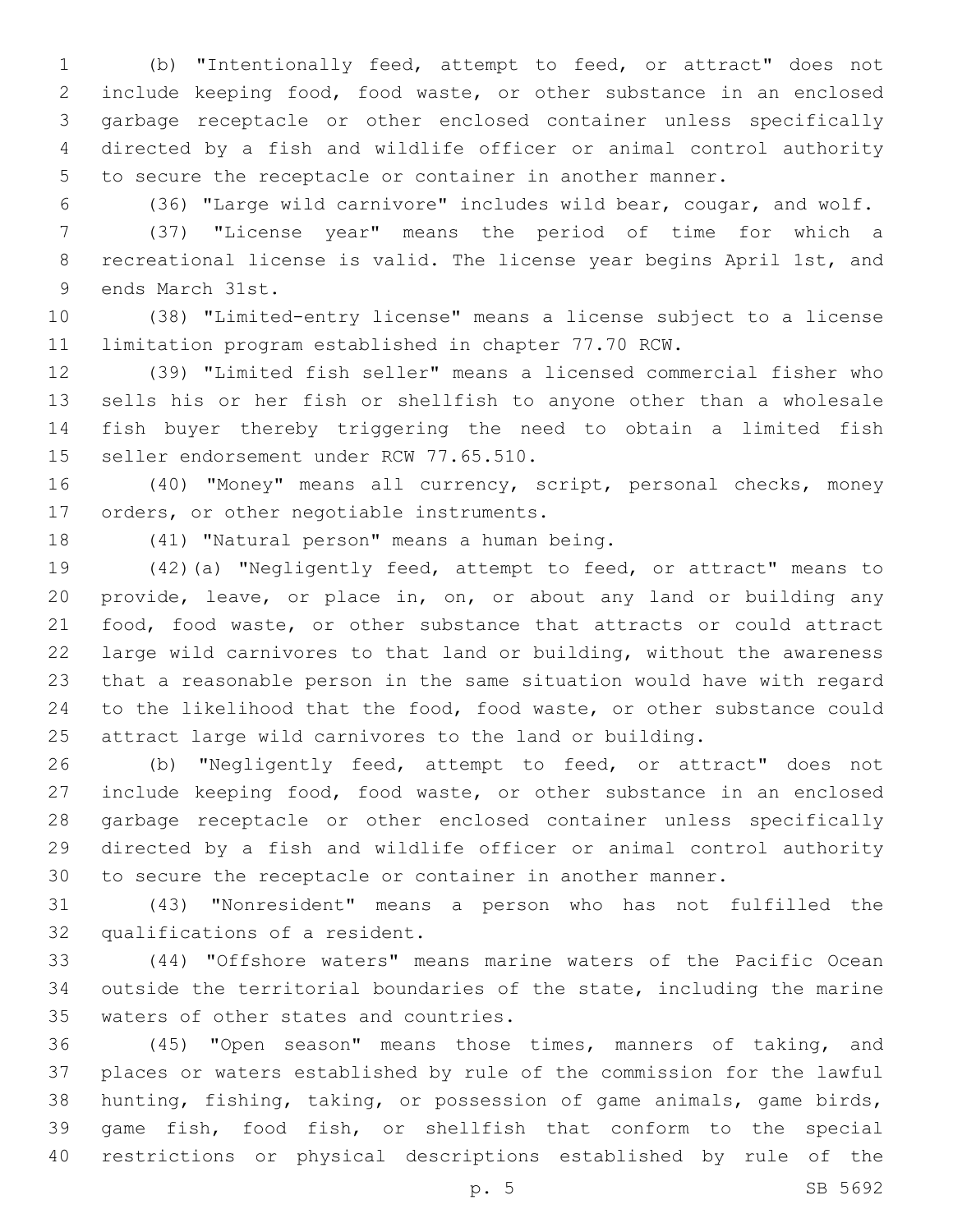(b) "Intentionally feed, attempt to feed, or attract" does not include keeping food, food waste, or other substance in an enclosed garbage receptacle or other enclosed container unless specifically directed by a fish and wildlife officer or animal control authority to secure the receptacle or container in another manner.

(36) "Large wild carnivore" includes wild bear, cougar, and wolf.

(37) "License year" means the period of time for which a recreational license is valid. The license year begins April 1st, and ends March 31st.

(38) "Limited-entry license" means a license subject to a license limitation program established in chapter 77.70 RCW.

(39) "Limited fish seller" means a licensed commercial fisher who sells his or her fish or shellfish to anyone other than a wholesale fish buyer thereby triggering the need to obtain a limited fish seller endorsement under RCW 77.65.510.

(40) "Money" means all currency, script, personal checks, money orders, or other negotiable instruments.

(41) "Natural person" means a human being.

(42)(a) "Negligently feed, attempt to feed, or attract" means to provide, leave, or place in, on, or about any land or building any food, food waste, or other substance that attracts or could attract large wild carnivores to that land or building, without the awareness that a reasonable person in the same situation would have with regard to the likelihood that the food, food waste, or other substance could attract large wild carnivores to the land or building.

(b) "Negligently feed, attempt to feed, or attract" does not include keeping food, food waste, or other substance in an enclosed garbage receptacle or other enclosed container unless specifically directed by a fish and wildlife officer or animal control authority to secure the receptacle or container in another manner.

(43) "Nonresident" means a person who has not fulfilled the qualifications of a resident.

(44) "Offshore waters" means marine waters of the Pacific Ocean outside the territorial boundaries of the state, including the marine waters of other states and countries.

(45) "Open season" means those times, manners of taking, and places or waters established by rule of the commission for the lawful hunting, fishing, taking, or possession of game animals, game birds, game fish, food fish, or shellfish that conform to the special restrictions or physical descriptions established by rule of the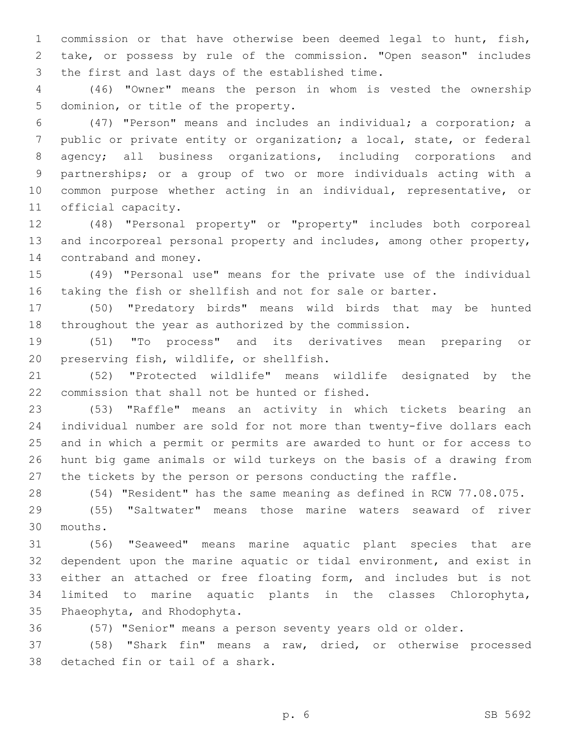commission or that have otherwise been deemed legal to hunt, fish, take, or possess by rule of the commission. "Open season" includes the first and last days of the established time.

(46) "Owner" means the person in whom is vested the ownership dominion, or title of the property.

(47) "Person" means and includes an individual; a corporation; a public or private entity or organization; a local, state, or federal agency; all business organizations, including corporations and partnerships; or a group of two or more individuals acting with a common purpose whether acting in an individual, representative, or official capacity.

(48) "Personal property" or "property" includes both corporeal and incorporeal personal property and includes, among other property, contraband and money.

(49) "Personal use" means for the private use of the individual taking the fish or shellfish and not for sale or barter.

(50) "Predatory birds" means wild birds that may be hunted throughout the year as authorized by the commission.

(51) "To process" and its derivatives mean preparing or preserving fish, wildlife, or shellfish.

(52) "Protected wildlife" means wildlife designated by the commission that shall not be hunted or fished.

(53) "Raffle" means an activity in which tickets bearing an individual number are sold for not more than twenty-five dollars each and in which a permit or permits are awarded to hunt or for access to hunt big game animals or wild turkeys on the basis of a drawing from the tickets by the person or persons conducting the raffle.

(54) "Resident" has the same meaning as defined in RCW 77.08.075.

(55) "Saltwater" means those marine waters seaward of river mouths.

(56) "Seaweed" means marine aquatic plant species that are dependent upon the marine aquatic or tidal environment, and exist in either an attached or free floating form, and includes but is not limited to marine aquatic plants in the classes Chlorophyta, Phaeophyta, and Rhodophyta.

(57) "Senior" means a person seventy years old or older.

(58) "Shark fin" means a raw, dried, or otherwise processed detached fin or tail of a shark.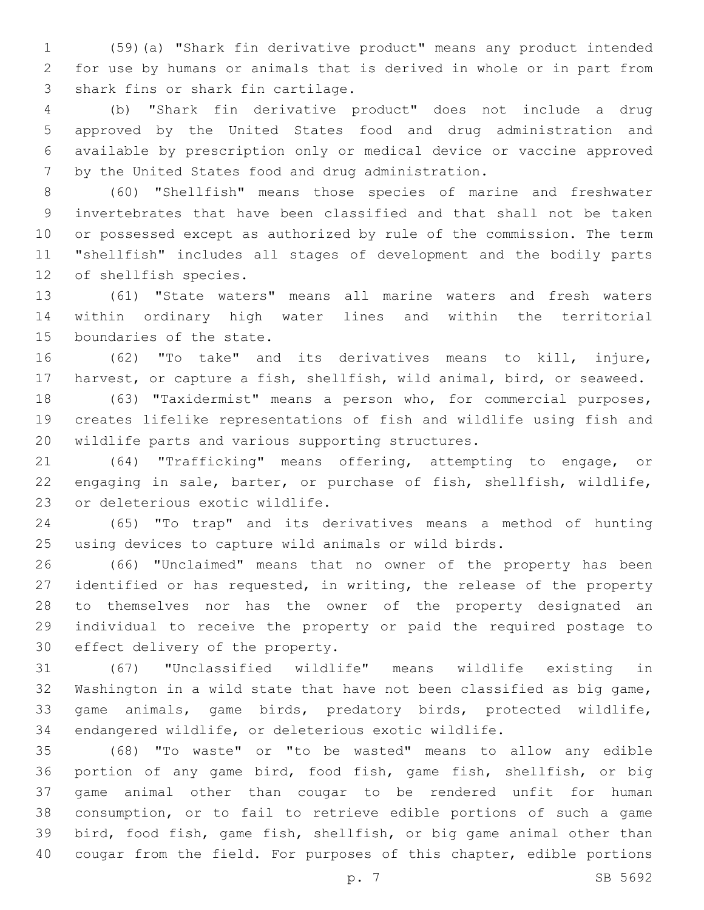(59)(a) "Shark fin derivative product" means any product intended for use by humans or animals that is derived in whole or in part from shark fins or shark fin cartilage.

(b) "Shark fin derivative product" does not include a drug approved by the United States food and drug administration and available by prescription only or medical device or vaccine approved by the United States food and drug administration.

(60) "Shellfish" means those species of marine and freshwater invertebrates that have been classified and that shall not be taken or possessed except as authorized by rule of the commission. The term "shellfish" includes all stages of development and the bodily parts of shellfish species.

(61) "State waters" means all marine waters and fresh waters within ordinary high water lines and within the territorial boundaries of the state.

(62) "To take" and its derivatives means to kill, injure, harvest, or capture a fish, shellfish, wild animal, bird, or seaweed.

(63) "Taxidermist" means a person who, for commercial purposes, creates lifelike representations of fish and wildlife using fish and wildlife parts and various supporting structures.

(64) "Trafficking" means offering, attempting to engage, or engaging in sale, barter, or purchase of fish, shellfish, wildlife, or deleterious exotic wildlife.

(65) "To trap" and its derivatives means a method of hunting using devices to capture wild animals or wild birds.

(66) "Unclaimed" means that no owner of the property has been identified or has requested, in writing, the release of the property to themselves nor has the owner of the property designated an individual to receive the property or paid the required postage to effect delivery of the property.

(67) "Unclassified wildlife" means wildlife existing in Washington in a wild state that have not been classified as big game, game animals, game birds, predatory birds, protected wildlife, endangered wildlife, or deleterious exotic wildlife.

(68) "To waste" or "to be wasted" means to allow any edible portion of any game bird, food fish, game fish, shellfish, or big game animal other than cougar to be rendered unfit for human consumption, or to fail to retrieve edible portions of such a game bird, food fish, game fish, shellfish, or big game animal other than cougar from the field. For purposes of this chapter, edible portions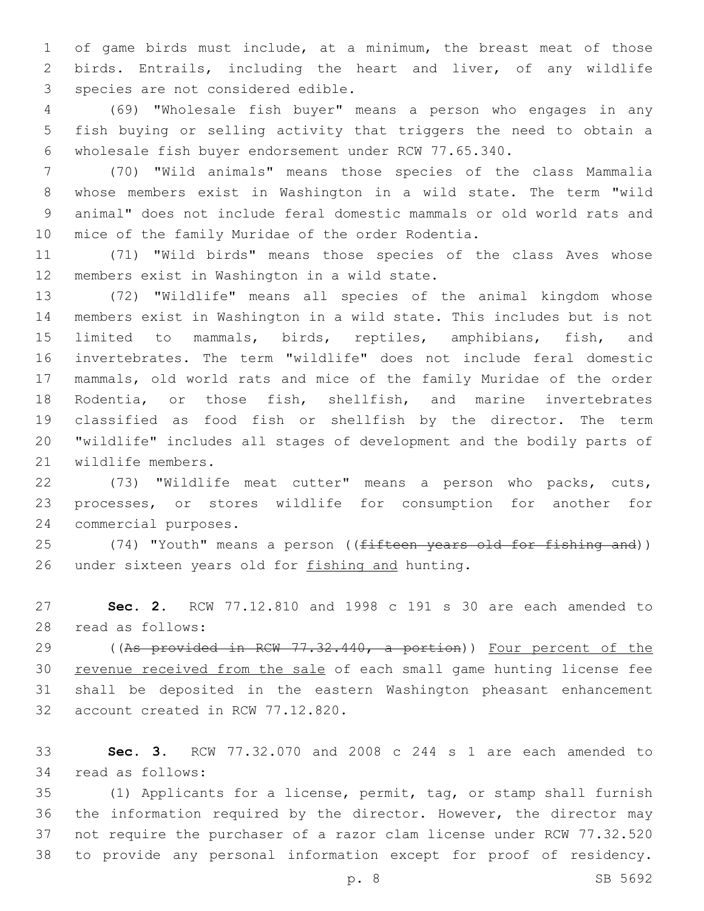of game birds must include, at a minimum, the breast meat of those birds. Entrails, including the heart and liver, of any wildlife species are not considered edible.

(69) "Wholesale fish buyer" means a person who engages in any fish buying or selling activity that triggers the need to obtain a wholesale fish buyer endorsement under RCW 77.65.340.

(70) "Wild animals" means those species of the class Mammalia whose members exist in Washington in a wild state. The term "wild animal" does not include feral domestic mammals or old world rats and mice of the family Muridae of the order Rodentia.

(71) "Wild birds" means those species of the class Aves whose members exist in Washington in a wild state.

(72) "Wildlife" means all species of the animal kingdom whose members exist in Washington in a wild state. This includes but is not limited to mammals, birds, reptiles, amphibians, fish, and invertebrates. The term "wildlife" does not include feral domestic mammals, old world rats and mice of the family Muridae of the order Rodentia, or those fish, shellfish, and marine invertebrates classified as food fish or shellfish by the director. The term "wildlife" includes all stages of development and the bodily parts of wildlife members.

(73) "Wildlife meat cutter" means a person who packs, cuts, processes, or stores wildlife for consumption for another for commercial purposes.

(74) "Youth" means a person ((~~fifteen years old for fishing and~~)) under sixteen years old for <u>fishing and</u> hunting.

**Sec. 2.** RCW 77.12.810 and 1998 c 191 s 30 are each amended to read as follows:

((~~As provided in RCW 77.32.440, a portion~~)) <u>Four percent of the revenue received from the sale</u> of each small game hunting license fee shall be deposited in the eastern Washington pheasant enhancement account created in RCW 77.12.820.

**Sec. 3.** RCW 77.32.070 and 2008 c 244 s 1 are each amended to read as follows:

(1) Applicants for a license, permit, tag, or stamp shall furnish the information required by the director. However, the director may not require the purchaser of a razor clam license under RCW 77.32.520 to provide any personal information except for proof of residency.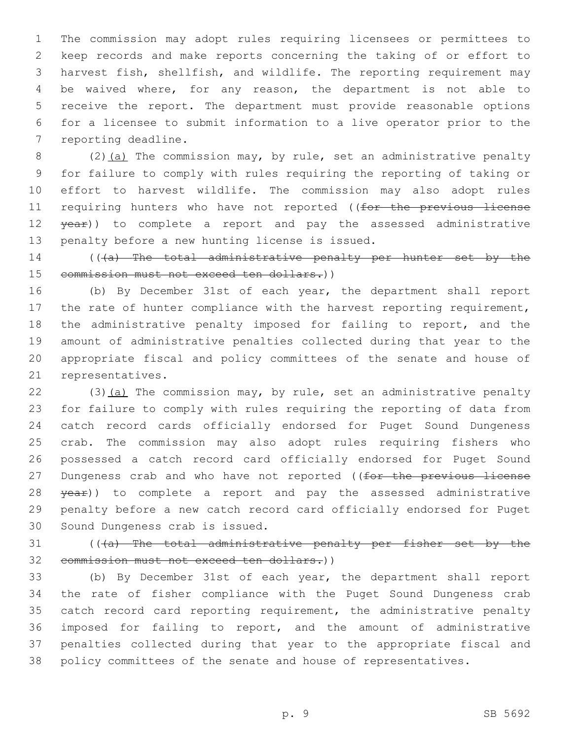The commission may adopt rules requiring licensees or permittees to keep records and make reports concerning the taking of or effort to harvest fish, shellfish, and wildlife. The reporting requirement may be waived where, for any reason, the department is not able to receive the report. The department must provide reasonable options for a licensee to submit information to a live operator prior to the reporting deadline.

(2)(a) The commission may, by rule, set an administrative penalty for failure to comply with rules requiring the reporting of taking or effort to harvest wildlife. The commission may also adopt rules requiring hunters who have not reported ((~~for the previous license year~~)) to complete a report and pay the assessed administrative penalty before a new hunting license is issued.

((~~(a) The total administrative penalty per hunter set by the commission must not exceed ten dollars.~~))

(b) By December 31st of each year, the department shall report the rate of hunter compliance with the harvest reporting requirement, the administrative penalty imposed for failing to report, and the amount of administrative penalties collected during that year to the appropriate fiscal and policy committees of the senate and house of representatives.

(3)(a) The commission may, by rule, set an administrative penalty for failure to comply with rules requiring the reporting of data from catch record cards officially endorsed for Puget Sound Dungeness crab. The commission may also adopt rules requiring fishers who possessed a catch record card officially endorsed for Puget Sound Dungeness crab and who have not reported ((~~for the previous license year~~)) to complete a report and pay the assessed administrative penalty before a new catch record card officially endorsed for Puget Sound Dungeness crab is issued.

((~~(a) The total administrative penalty per fisher set by the commission must not exceed ten dollars.~~))

(b) By December 31st of each year, the department shall report the rate of fisher compliance with the Puget Sound Dungeness crab catch record card reporting requirement, the administrative penalty imposed for failing to report, and the amount of administrative penalties collected during that year to the appropriate fiscal and policy committees of the senate and house of representatives.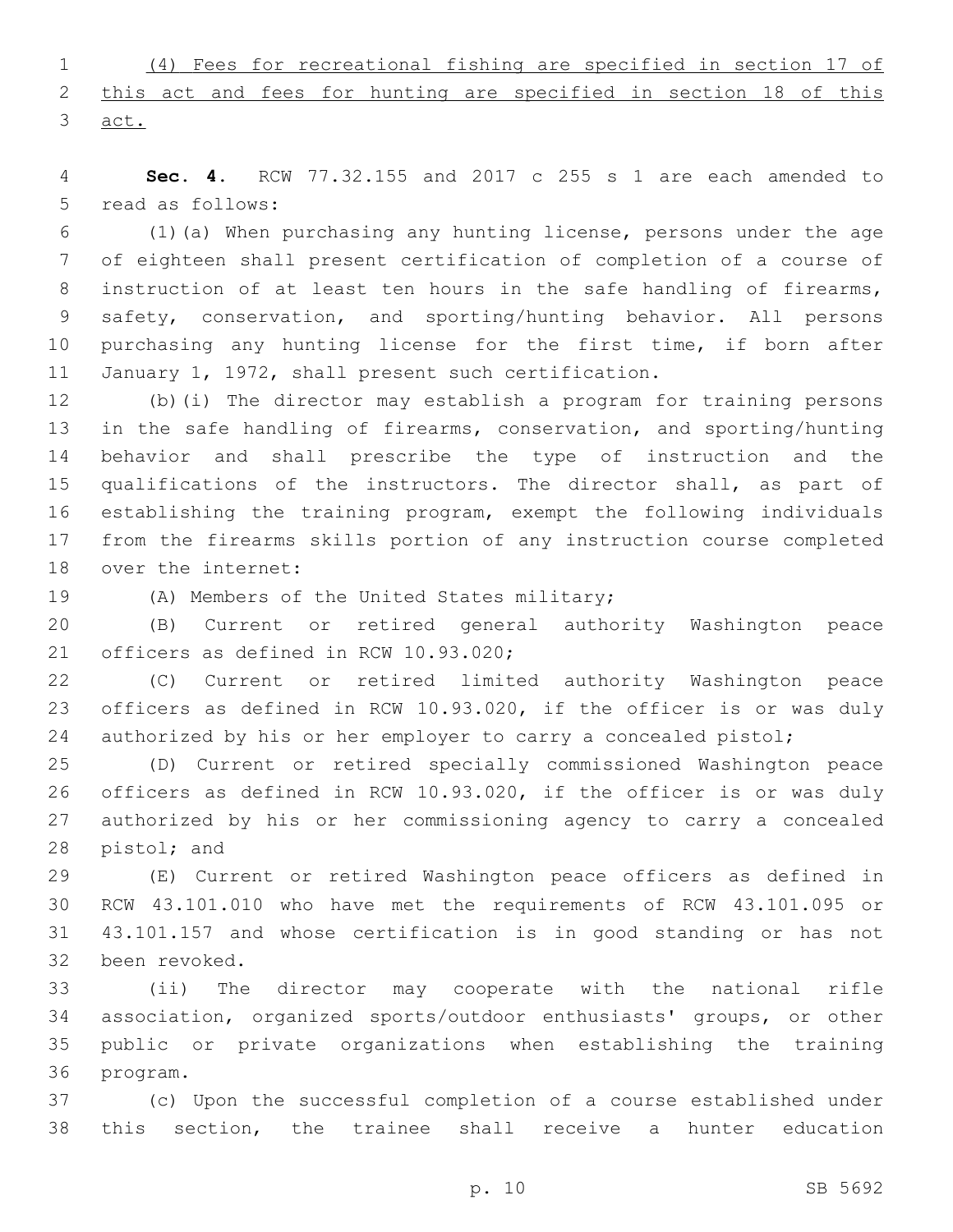(4) Fees for recreational fishing are specified in section 17 of this act and fees for hunting are specified in section 18 of this act.

**Sec. 4.** RCW 77.32.155 and 2017 c 255 s 1 are each amended to read as follows:

(1)(a) When purchasing any hunting license, persons under the age of eighteen shall present certification of completion of a course of instruction of at least ten hours in the safe handling of firearms, safety, conservation, and sporting/hunting behavior. All persons purchasing any hunting license for the first time, if born after January 1, 1972, shall present such certification.

(b)(i) The director may establish a program for training persons in the safe handling of firearms, conservation, and sporting/hunting behavior and shall prescribe the type of instruction and the qualifications of the instructors. The director shall, as part of establishing the training program, exempt the following individuals from the firearms skills portion of any instruction course completed over the internet:

(A) Members of the United States military;

(B) Current or retired general authority Washington peace officers as defined in RCW 10.93.020;

(C) Current or retired limited authority Washington peace officers as defined in RCW 10.93.020, if the officer is or was duly authorized by his or her employer to carry a concealed pistol;

(D) Current or retired specially commissioned Washington peace officers as defined in RCW 10.93.020, if the officer is or was duly authorized by his or her commissioning agency to carry a concealed pistol; and

(E) Current or retired Washington peace officers as defined in RCW 43.101.010 who have met the requirements of RCW 43.101.095 or 43.101.157 and whose certification is in good standing or has not been revoked.

(ii) The director may cooperate with the national rifle association, organized sports/outdoor enthusiasts' groups, or other public or private organizations when establishing the training program.

(c) Upon the successful completion of a course established under this section, the trainee shall receive a hunter education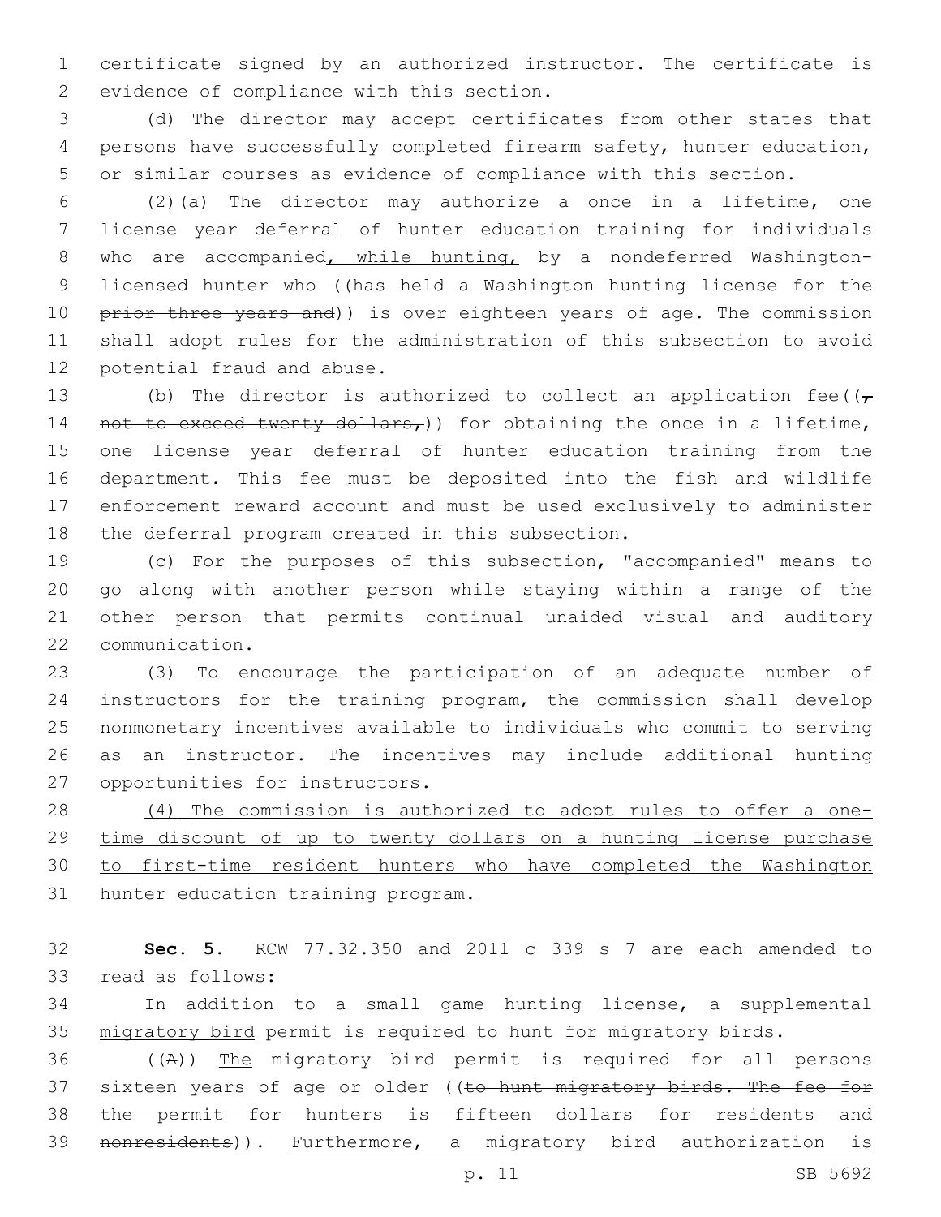certificate signed by an authorized instructor. The certificate is evidence of compliance with this section.

(d) The director may accept certificates from other states that persons have successfully completed firearm safety, hunter education, or similar courses as evidence of compliance with this section.

(2)(a) The director may authorize a once in a lifetime, one license year deferral of hunter education training for individuals who are accompanied, while hunting, by a nondeferred Washington-licensed hunter who ((has held a Washington hunting license for the prior three years and)) is over eighteen years of age. The commission shall adopt rules for the administration of this subsection to avoid potential fraud and abuse.

(b) The director is authorized to collect an application fee((, not to exceed twenty dollars,)) for obtaining the once in a lifetime, one license year deferral of hunter education training from the department. This fee must be deposited into the fish and wildlife enforcement reward account and must be used exclusively to administer the deferral program created in this subsection.

(c) For the purposes of this subsection, "accompanied" means to go along with another person while staying within a range of the other person that permits continual unaided visual and auditory communication.

(3) To encourage the participation of an adequate number of instructors for the training program, the commission shall develop nonmonetary incentives available to individuals who commit to serving as an instructor. The incentives may include additional hunting opportunities for instructors.

(4) The commission is authorized to adopt rules to offer a one-time discount of up to twenty dollars on a hunting license purchase to first-time resident hunters who have completed the Washington hunter education training program.

**Sec. 5.** RCW 77.32.350 and 2011 c 339 s 7 are each amended to read as follows:

In addition to a small game hunting license, a supplemental migratory bird permit is required to hunt for migratory birds.

((A)) The migratory bird permit is required for all persons sixteen years of age or older ((to hunt migratory birds. The fee for the permit for hunters is fifteen dollars for residents and nonresidents)). Furthermore, a migratory bird authorization is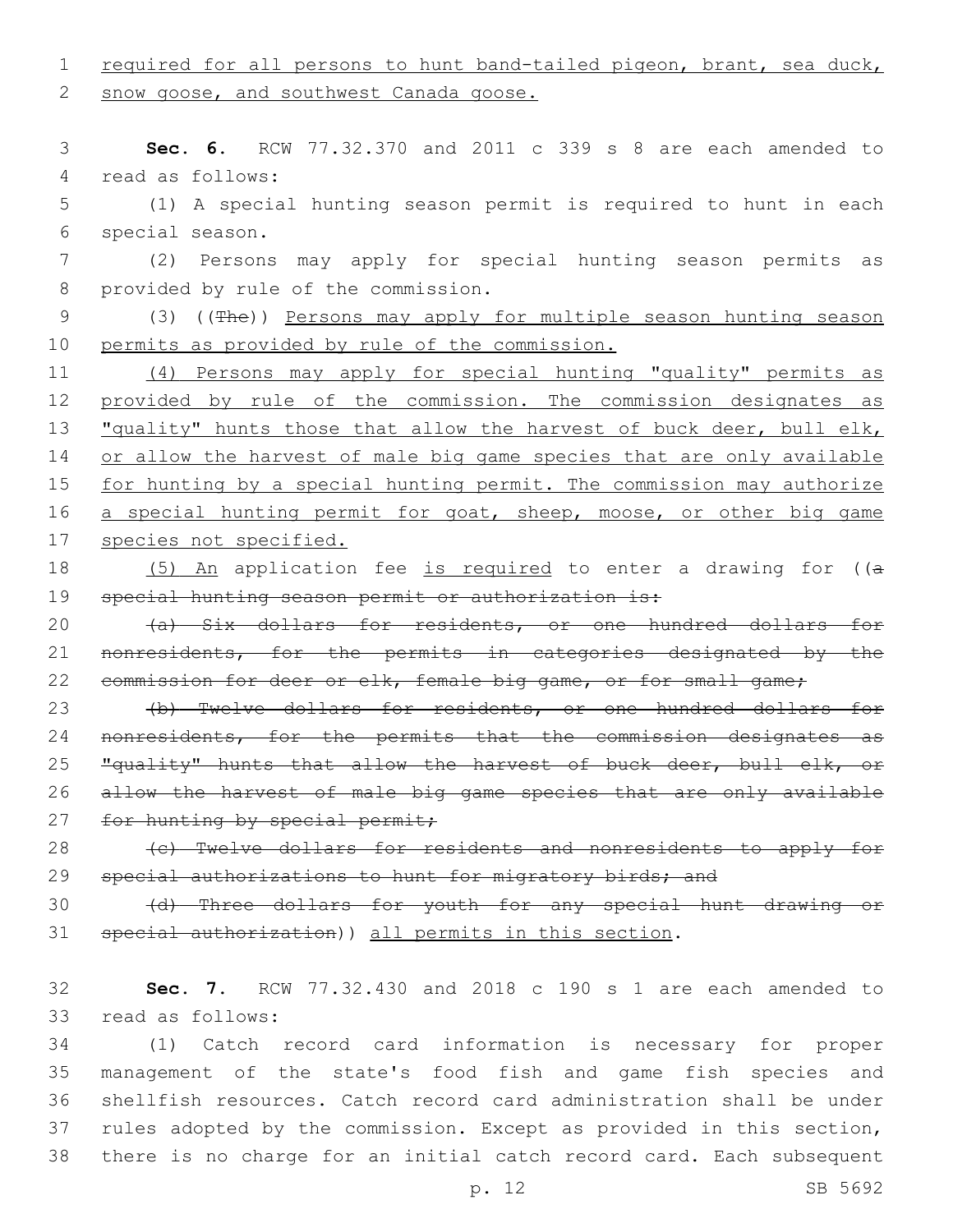required for all persons to hunt band-tailed pigeon, brant, sea duck, snow goose, and southwest Canada goose.

**Sec. 6.** RCW 77.32.370 and 2011 c 339 s 8 are each amended to read as follows:

(1) A special hunting season permit is required to hunt in each special season.

(2) Persons may apply for special hunting season permits as provided by rule of the commission.

(3) ((The)) Persons may apply for multiple season hunting season permits as provided by rule of the commission.

(4) Persons may apply for special hunting "quality" permits as provided by rule of the commission. The commission designates as "quality" hunts those that allow the harvest of buck deer, bull elk, or allow the harvest of male big game species that are only available for hunting by a special hunting permit. The commission may authorize a special hunting permit for goat, sheep, moose, or other big game species not specified.

(5) An application fee is required to enter a drawing for ((a special hunting season permit or authorization is:

(a) Six dollars for residents, or one hundred dollars for nonresidents, for the permits in categories designated by the commission for deer or elk, female big game, or for small game;

(b) Twelve dollars for residents, or one hundred dollars for nonresidents, for the permits that the commission designates as "quality" hunts that allow the harvest of buck deer, bull elk, or allow the harvest of male big game species that are only available for hunting by special permit;

(c) Twelve dollars for residents and nonresidents to apply for special authorizations to hunt for migratory birds; and

(d) Three dollars for youth for any special hunt drawing or special authorization)) all permits in this section.

**Sec. 7.** RCW 77.32.430 and 2018 c 190 s 1 are each amended to read as follows:

(1) Catch record card information is necessary for proper management of the state's food fish and game fish species and shellfish resources. Catch record card administration shall be under rules adopted by the commission. Except as provided in this section, there is no charge for an initial catch record card. Each subsequent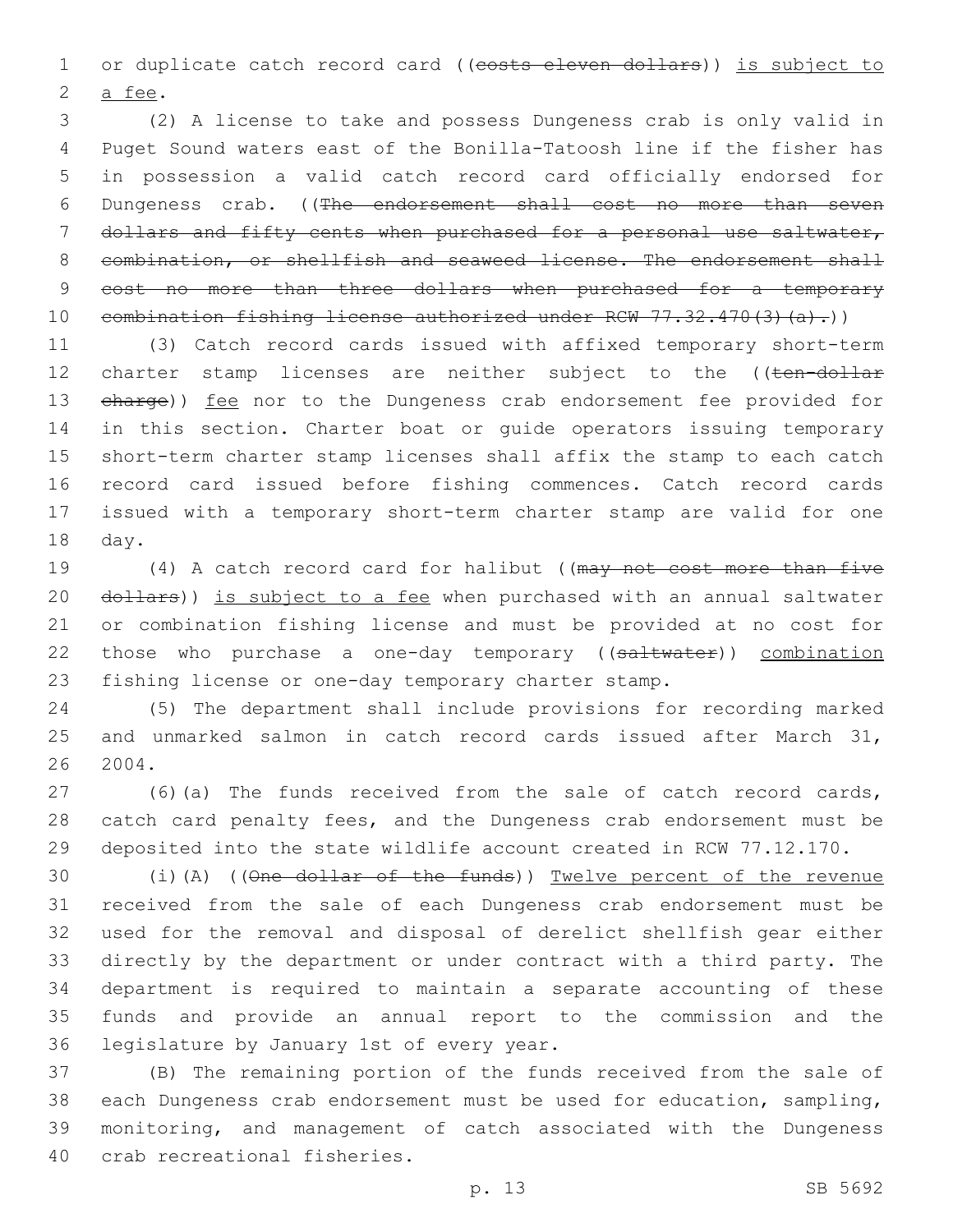or duplicate catch record card ((~~costs eleven dollars~~)) <u>is subject to a fee</u>.

(2) A license to take and possess Dungeness crab is only valid in Puget Sound waters east of the Bonilla-Tatoosh line if the fisher has in possession a valid catch record card officially endorsed for Dungeness crab. ((~~The endorsement shall cost no more than seven dollars and fifty cents when purchased for a personal use saltwater, combination, or shellfish and seaweed license. The endorsement shall cost no more than three dollars when purchased for a temporary combination fishing license authorized under RCW 77.32.470(3)(a).~~))

(3) Catch record cards issued with affixed temporary short-term charter stamp licenses are neither subject to the ((~~ten-dollar charge~~)) <u>fee</u> nor to the Dungeness crab endorsement fee provided for in this section. Charter boat or guide operators issuing temporary short-term charter stamp licenses shall affix the stamp to each catch record card issued before fishing commences. Catch record cards issued with a temporary short-term charter stamp are valid for one day.

(4) A catch record card for halibut ((~~may not cost more than five dollars~~)) <u>is subject to a fee</u> when purchased with an annual saltwater or combination fishing license and must be provided at no cost for those who purchase a one-day temporary ((~~saltwater~~)) <u>combination</u> fishing license or one-day temporary charter stamp.

(5) The department shall include provisions for recording marked and unmarked salmon in catch record cards issued after March 31, 2004.

(6)(a) The funds received from the sale of catch record cards, catch card penalty fees, and the Dungeness crab endorsement must be deposited into the state wildlife account created in RCW 77.12.170.

(i)(A) ((~~One dollar of the funds~~)) <u>Twelve percent of the revenue</u> received from the sale of each Dungeness crab endorsement must be used for the removal and disposal of derelict shellfish gear either directly by the department or under contract with a third party. The department is required to maintain a separate accounting of these funds and provide an annual report to the commission and the legislature by January 1st of every year.

(B) The remaining portion of the funds received from the sale of each Dungeness crab endorsement must be used for education, sampling, monitoring, and management of catch associated with the Dungeness crab recreational fisheries.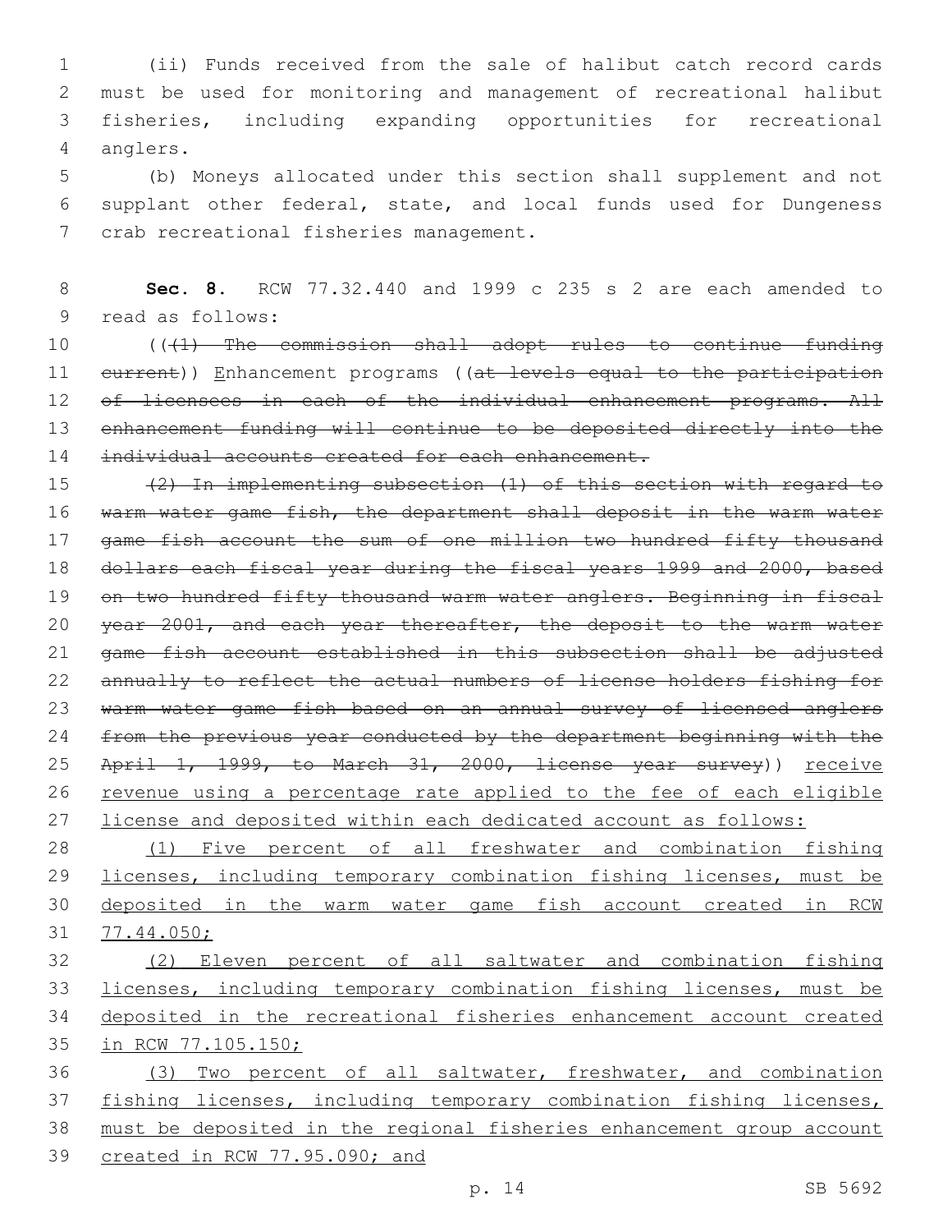(ii) Funds received from the sale of halibut catch record cards must be used for monitoring and management of recreational halibut fisheries, including expanding opportunities for recreational anglers.

(b) Moneys allocated under this section shall supplement and not supplant other federal, state, and local funds used for Dungeness crab recreational fisheries management.

**Sec. 8.** RCW 77.32.440 and 1999 c 235 s 2 are each amended to read as follows:

(( ~~(1) The commission shall adopt rules to continue funding current~~ )) Enhancement programs (( ~~at levels equal to the participation of licensees in each of the individual enhancement programs. All enhancement funding will continue to be deposited directly into the individual accounts created for each enhancement.~~

~~(2) In implementing subsection (1) of this section with regard to warm water game fish, the department shall deposit in the warm water game fish account the sum of one million two hundred fifty thousand dollars each fiscal year during the fiscal years 1999 and 2000, based on two hundred fifty thousand warm water anglers. Beginning in fiscal year 2001, and each year thereafter, the deposit to the warm water game fish account established in this subsection shall be adjusted annually to reflect the actual numbers of license holders fishing for warm water game fish based on an annual survey of licensed anglers from the previous year conducted by the department beginning with the April 1, 1999, to March 31, 2000, license year survey~~ )) receive revenue using a percentage rate applied to the fee of each eligible license and deposited within each dedicated account as follows:

(1) Five percent of all freshwater and combination fishing licenses, including temporary combination fishing licenses, must be deposited in the warm water game fish account created in RCW 77.44.050;

(2) Eleven percent of all saltwater and combination fishing licenses, including temporary combination fishing licenses, must be deposited in the recreational fisheries enhancement account created in RCW 77.105.150;

(3) Two percent of all saltwater, freshwater, and combination fishing licenses, including temporary combination fishing licenses, must be deposited in the regional fisheries enhancement group account created in RCW 77.95.090; and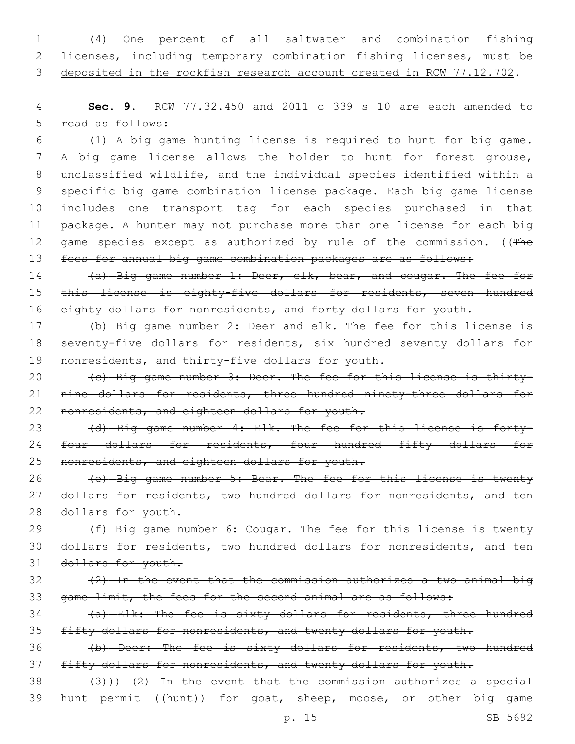(4) One percent of all saltwater and combination fishing licenses, including temporary combination fishing licenses, must be deposited in the rockfish research account created in RCW 77.12.702.

**Sec. 9.** RCW 77.32.450 and 2011 c 339 s 10 are each amended to read as follows:

(1) A big game hunting license is required to hunt for big game. A big game license allows the holder to hunt for forest grouse, unclassified wildlife, and the individual species identified within a specific big game combination license package. Each big game license includes one transport tag for each species purchased in that package. A hunter may not purchase more than one license for each big game species except as authorized by rule of the commission. ((~~The fees for annual big game combination packages are as follows:~~

~~(a) Big game number 1: Deer, elk, bear, and cougar. The fee for this license is eighty-five dollars for residents, seven hundred eighty dollars for nonresidents, and forty dollars for youth.~~

~~(b) Big game number 2: Deer and elk. The fee for this license is seventy-five dollars for residents, six hundred seventy dollars for nonresidents, and thirty-five dollars for youth.~~

~~(c) Big game number 3: Deer. The fee for this license is thirty-nine dollars for residents, three hundred ninety-three dollars for nonresidents, and eighteen dollars for youth.~~

~~(d) Big game number 4: Elk. The fee for this license is forty-four dollars for residents, four hundred fifty dollars for nonresidents, and eighteen dollars for youth.~~

~~(e) Big game number 5: Bear. The fee for this license is twenty dollars for residents, two hundred dollars for nonresidents, and ten dollars for youth.~~

~~(f) Big game number 6: Cougar. The fee for this license is twenty dollars for residents, two hundred dollars for nonresidents, and ten dollars for youth.~~

~~(2) In the event that the commission authorizes a two animal big game limit, the fees for the second animal are as follows:~~

~~(a) Elk: The fee is sixty dollars for residents, three hundred fifty dollars for nonresidents, and twenty dollars for youth.~~

~~(b) Deer: The fee is sixty dollars for residents, two hundred fifty dollars for nonresidents, and twenty dollars for youth.~~

~~(3)~~)) (2) In the event that the commission authorizes a special hunt permit ((~~hunt~~)) for goat, sheep, moose, or other big game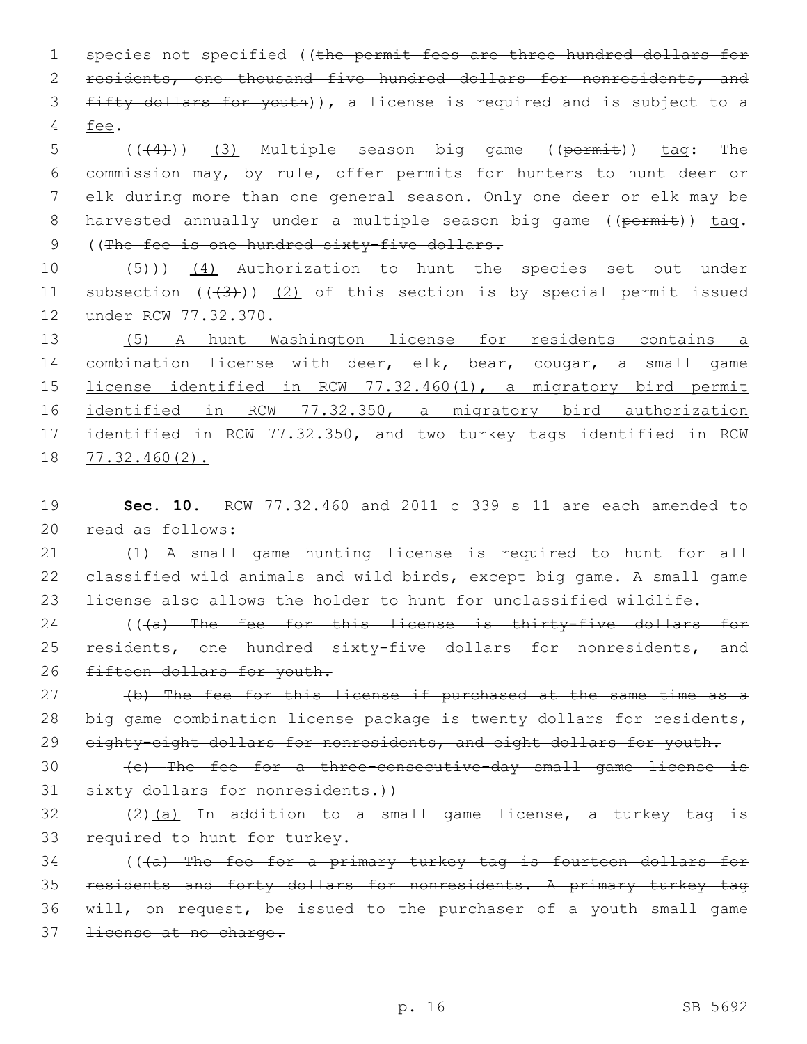species not specified ((~~the permit fees are three hundred dollars for residents, one thousand five hundred dollars for nonresidents, and fifty dollars for youth~~)), a license is required and is subject to a fee.

((~~(4)~~)) (3) Multiple season big game ((~~permit~~)) tag: The commission may, by rule, offer permits for hunters to hunt deer or elk during more than one general season. Only one deer or elk may be harvested annually under a multiple season big game ((~~permit~~)) tag. ((~~The fee is one hundred sixty-five dollars.~~

~~(5)~~)) (4) Authorization to hunt the species set out under subsection ((~~(3)~~)) (2) of this section is by special permit issued under RCW 77.32.370.

(5) A hunt Washington license for residents contains a combination license with deer, elk, bear, cougar, a small game license identified in RCW 77.32.460(1), a migratory bird permit identified in RCW 77.32.350, a migratory bird authorization identified in RCW 77.32.350, and two turkey tags identified in RCW 77.32.460(2).

**Sec. 10.** RCW 77.32.460 and 2011 c 339 s 11 are each amended to read as follows:

(1) A small game hunting license is required to hunt for all classified wild animals and wild birds, except big game. A small game license also allows the holder to hunt for unclassified wildlife.

((~~(a) The fee for this license is thirty-five dollars for residents, one hundred sixty-five dollars for nonresidents, and fifteen dollars for youth.~~

~~(b) The fee for this license if purchased at the same time as a big game combination license package is twenty dollars for residents, eighty-eight dollars for nonresidents, and eight dollars for youth.~~

~~(c) The fee for a three-consecutive-day small game license is sixty dollars for nonresidents.~~))

(2)(a) In addition to a small game license, a turkey tag is required to hunt for turkey.

((~~(a) The fee for a primary turkey tag is fourteen dollars for residents and forty dollars for nonresidents. A primary turkey tag will, on request, be issued to the purchaser of a youth small game license at no charge.~~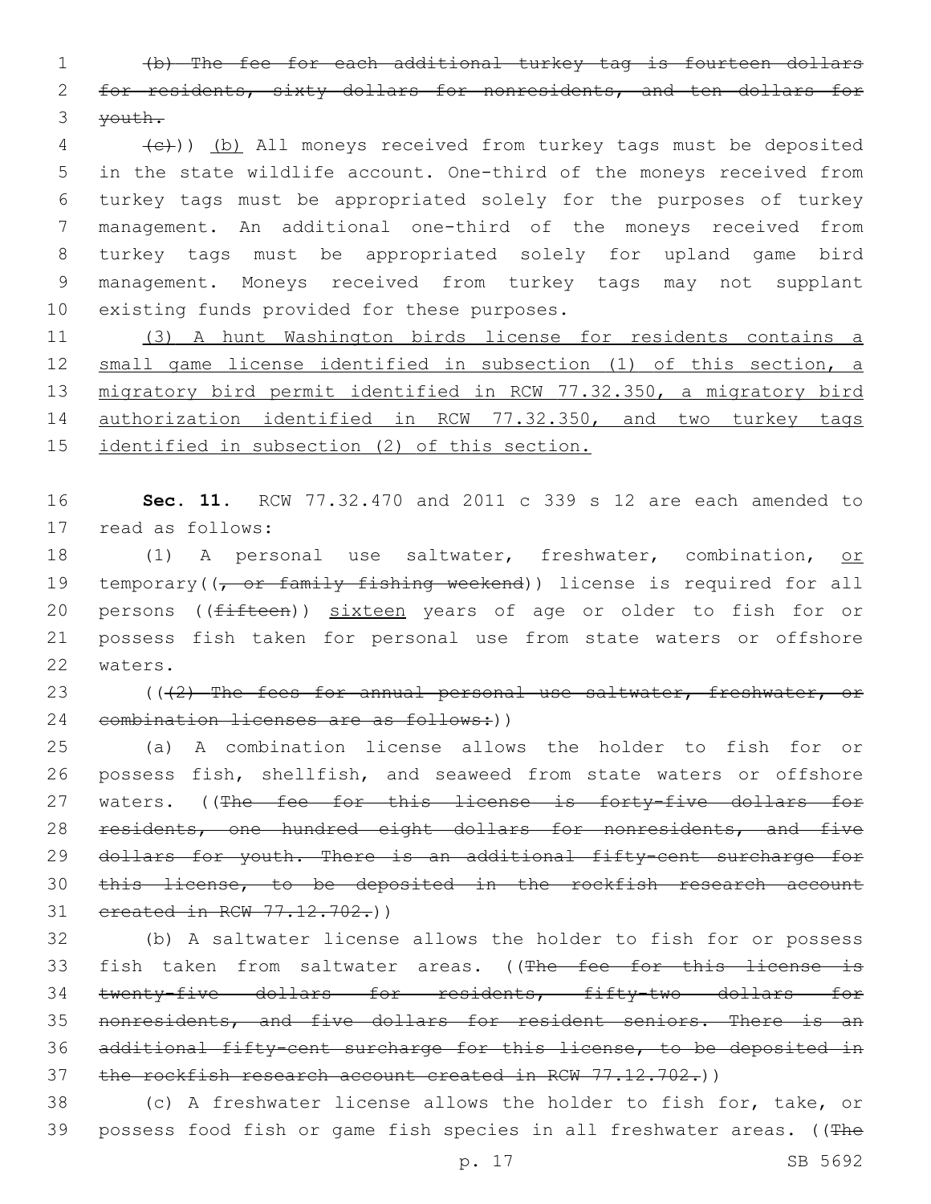(b) The fee for each additional turkey tag is fourteen dollars for residents, sixty dollars for nonresidents, and ten dollars for youth.

(c))) (b) All moneys received from turkey tags must be deposited in the state wildlife account. One-third of the moneys received from turkey tags must be appropriated solely for the purposes of turkey management. An additional one-third of the moneys received from turkey tags must be appropriated solely for upland game bird management. Moneys received from turkey tags may not supplant existing funds provided for these purposes.

(3) A hunt Washington birds license for residents contains a small game license identified in subsection (1) of this section, a migratory bird permit identified in RCW 77.32.350, a migratory bird authorization identified in RCW 77.32.350, and two turkey tags identified in subsection (2) of this section.

**Sec. 11.** RCW 77.32.470 and 2011 c 339 s 12 are each amended to read as follows:

(1) A personal use saltwater, freshwater, combination, or temporary((, or family fishing weekend)) license is required for all persons ((fifteen)) sixteen years of age or older to fish for or possess fish taken for personal use from state waters or offshore waters.

(((2) The fees for annual personal use saltwater, freshwater, or combination licenses are as follows:))

(a) A combination license allows the holder to fish for or possess fish, shellfish, and seaweed from state waters or offshore waters. ((The fee for this license is forty-five dollars for residents, one hundred eight dollars for nonresidents, and five dollars for youth. There is an additional fifty-cent surcharge for this license, to be deposited in the rockfish research account created in RCW 77.12.702.))

(b) A saltwater license allows the holder to fish for or possess fish taken from saltwater areas. ((The fee for this license is twenty-five dollars for residents, fifty-two dollars for nonresidents, and five dollars for resident seniors. There is an additional fifty-cent surcharge for this license, to be deposited in the rockfish research account created in RCW 77.12.702.))

(c) A freshwater license allows the holder to fish for, take, or possess food fish or game fish species in all freshwater areas. ((The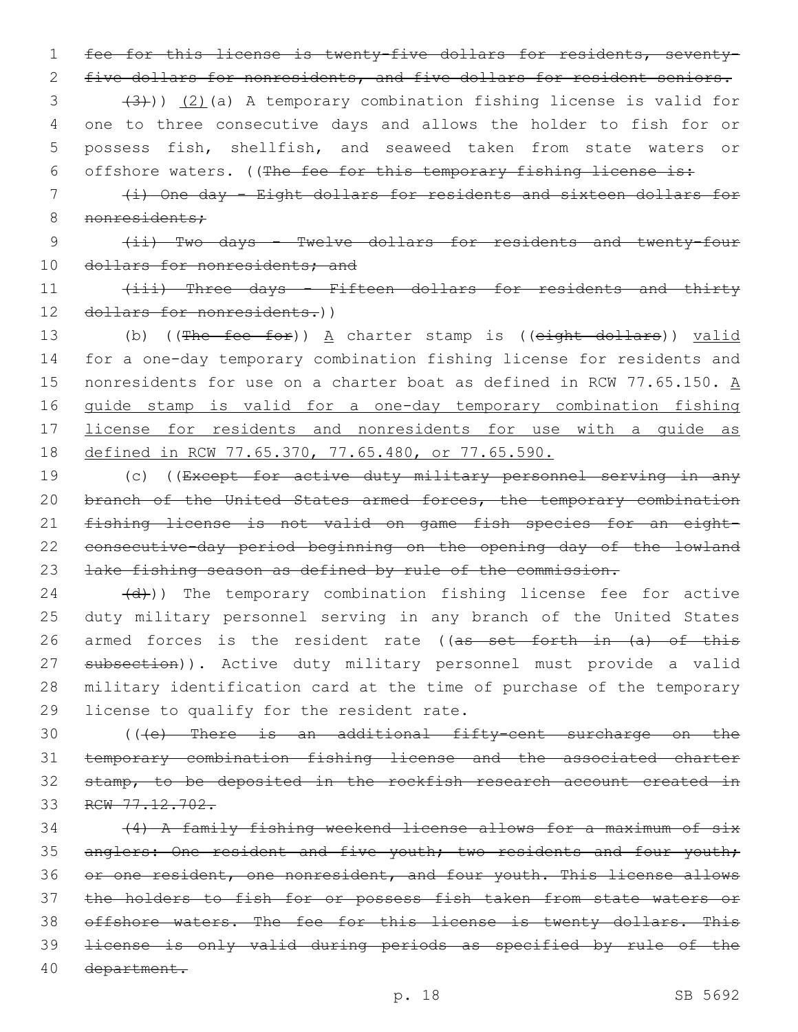fee for this license is twenty-five dollars for residents, seventy-five dollars for nonresidents, and five dollars for resident seniors.

(3))) (2)(a) A temporary combination fishing license is valid for one to three consecutive days and allows the holder to fish for or possess fish, shellfish, and seaweed taken from state waters or offshore waters. ((The fee for this temporary fishing license is:

(i) One day - Eight dollars for residents and sixteen dollars for nonresidents;

(ii) Two days - Twelve dollars for residents and twenty-four dollars for nonresidents; and

(iii) Three days - Fifteen dollars for residents and thirty dollars for nonresidents.))

(b) ((The fee for)) A charter stamp is ((eight dollars)) valid for a one-day temporary combination fishing license for residents and nonresidents for use on a charter boat as defined in RCW 77.65.150. A guide stamp is valid for a one-day temporary combination fishing license for residents and nonresidents for use with a guide as defined in RCW 77.65.370, 77.65.480, or 77.65.590.

(c) ((Except for active duty military personnel serving in any branch of the United States armed forces, the temporary combination fishing license is not valid on game fish species for an eight-consecutive-day period beginning on the opening day of the lowland lake fishing season as defined by rule of the commission.

(d))) The temporary combination fishing license fee for active duty military personnel serving in any branch of the United States armed forces is the resident rate ((as set forth in (a) of this subsection)). Active duty military personnel must provide a valid military identification card at the time of purchase of the temporary license to qualify for the resident rate.

(((e) There is an additional fifty-cent surcharge on the temporary combination fishing license and the associated charter stamp, to be deposited in the rockfish research account created in RCW 77.12.702.

(4) A family fishing weekend license allows for a maximum of six anglers: One resident and five youth; two residents and four youth; or one resident, one nonresident, and four youth. This license allows the holders to fish for or possess fish taken from state waters or offshore waters. The fee for this license is twenty dollars. This license is only valid during periods as specified by rule of the department.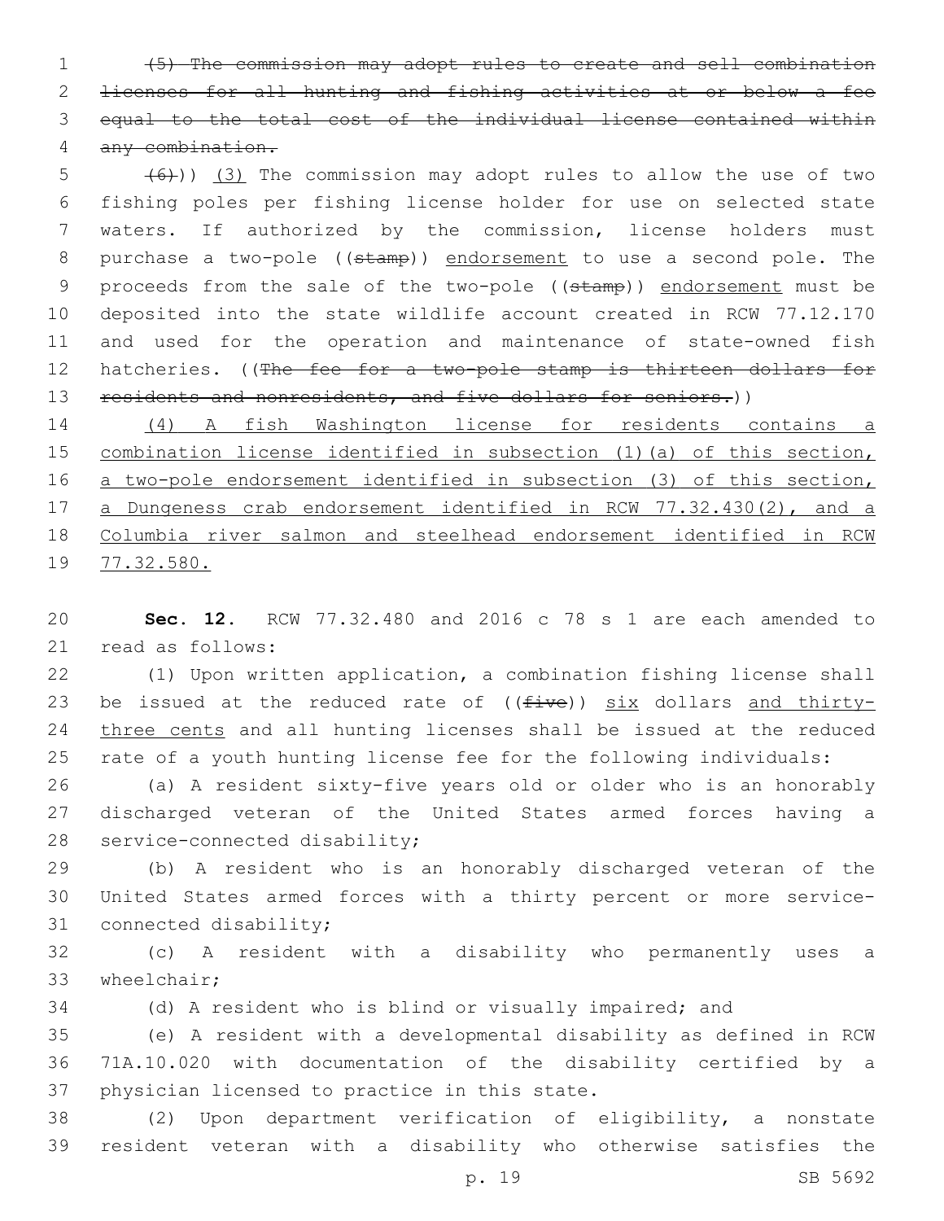~~(5) The commission may adopt rules to create and sell combination licenses for all hunting and fishing activities at or below a fee equal to the total cost of the individual license contained within any combination.~~

~~(6)~~)) <u>(3)</u> The commission may adopt rules to allow the use of two fishing poles per fishing license holder for use on selected state waters. If authorized by the commission, license holders must purchase a two-pole ((~~stamp~~)) <u>endorsement</u> to use a second pole. The proceeds from the sale of the two-pole ((~~stamp~~)) <u>endorsement</u> must be deposited into the state wildlife account created in RCW 77.12.170 and used for the operation and maintenance of state-owned fish hatcheries. ((~~The fee for a two-pole stamp is thirteen dollars for residents and nonresidents, and five dollars for seniors.~~))

<u>(4) A fish Washington license for residents contains a combination license identified in subsection (1)(a) of this section, a two-pole endorsement identified in subsection (3) of this section, a Dungeness crab endorsement identified in RCW 77.32.430(2), and a Columbia river salmon and steelhead endorsement identified in RCW 77.32.580.</u>

**Sec. 12.** RCW 77.32.480 and 2016 c 78 s 1 are each amended to read as follows:

(1) Upon written application, a combination fishing license shall be issued at the reduced rate of ((~~five~~)) <u>six</u> dollars <u>and thirty-three cents</u> and all hunting licenses shall be issued at the reduced rate of a youth hunting license fee for the following individuals:

(a) A resident sixty-five years old or older who is an honorably discharged veteran of the United States armed forces having a service-connected disability;

(b) A resident who is an honorably discharged veteran of the United States armed forces with a thirty percent or more service-connected disability;

(c) A resident with a disability who permanently uses a wheelchair;

(d) A resident who is blind or visually impaired; and

(e) A resident with a developmental disability as defined in RCW 71A.10.020 with documentation of the disability certified by a physician licensed to practice in this state.

(2) Upon department verification of eligibility, a nonstate resident veteran with a disability who otherwise satisfies the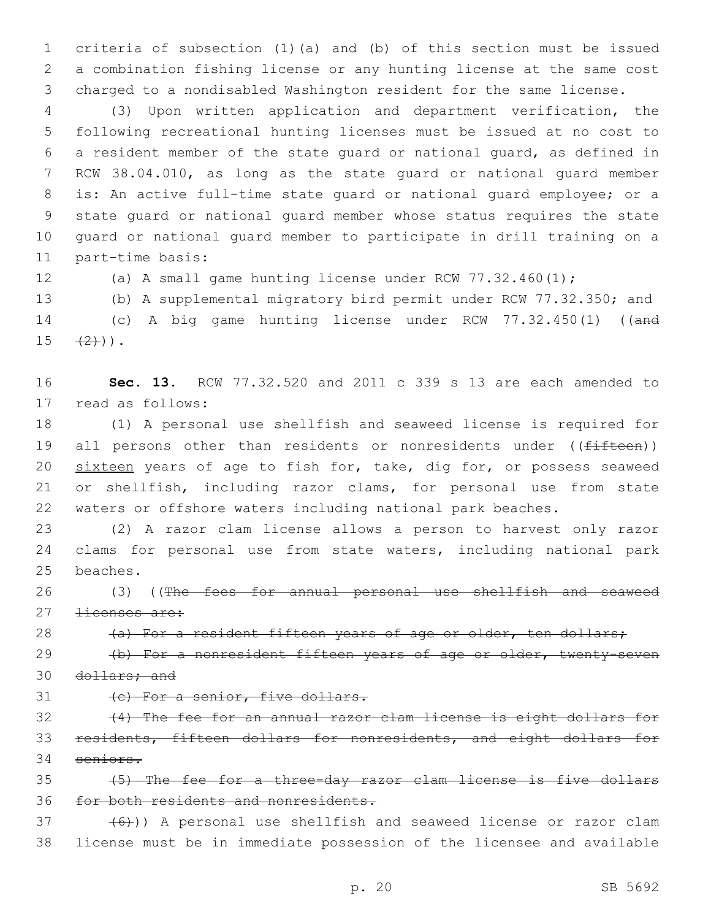criteria of subsection (1)(a) and (b) of this section must be issued a combination fishing license or any hunting license at the same cost charged to a nondisabled Washington resident for the same license.

(3) Upon written application and department verification, the following recreational hunting licenses must be issued at no cost to a resident member of the state guard or national guard, as defined in RCW 38.04.010, as long as the state guard or national guard member is: An active full-time state guard or national guard employee; or a state guard or national guard member whose status requires the state guard or national guard member to participate in drill training on a part-time basis:

(a) A small game hunting license under RCW 77.32.460(1);

(b) A supplemental migratory bird permit under RCW 77.32.350; and

(c) A big game hunting license under RCW 77.32.450(1) ((~~and (2)~~)).

**Sec. 13.** RCW 77.32.520 and 2011 c 339 s 13 are each amended to read as follows:

(1) A personal use shellfish and seaweed license is required for all persons other than residents or nonresidents under ((~~fifteen~~)) sixteen years of age to fish for, take, dig for, or possess seaweed or shellfish, including razor clams, for personal use from state waters or offshore waters including national park beaches.

(2) A razor clam license allows a person to harvest only razor clams for personal use from state waters, including national park beaches.

(3) ((~~The fees for annual personal use shellfish and seaweed licenses are:~~

~~(a) For a resident fifteen years of age or older, ten dollars;~~

~~(b) For a nonresident fifteen years of age or older, twenty-seven dollars; and~~

~~(c) For a senior, five dollars.~~

~~(4) The fee for an annual razor clam license is eight dollars for residents, fifteen dollars for nonresidents, and eight dollars for seniors.~~

~~(5) The fee for a three-day razor clam license is five dollars for both residents and nonresidents.~~

~~(6)~~)) A personal use shellfish and seaweed license or razor clam license must be in immediate possession of the licensee and available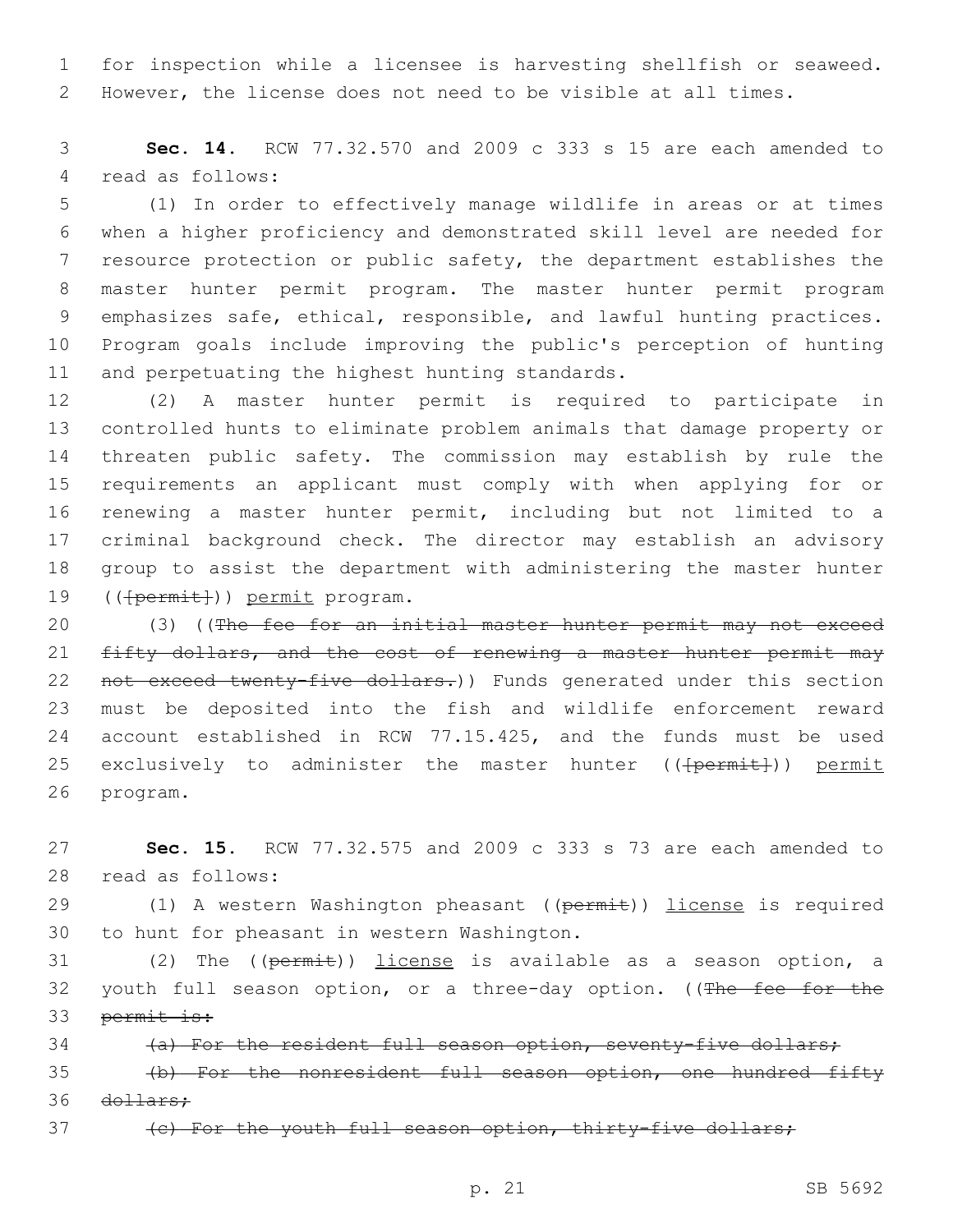for inspection while a licensee is harvesting shellfish or seaweed. However, the license does not need to be visible at all times.

**Sec. 14.** RCW 77.32.570 and 2009 c 333 s 15 are each amended to read as follows:

(1) In order to effectively manage wildlife in areas or at times when a higher proficiency and demonstrated skill level are needed for resource protection or public safety, the department establishes the master hunter permit program. The master hunter permit program emphasizes safe, ethical, responsible, and lawful hunting practices. Program goals include improving the public's perception of hunting and perpetuating the highest hunting standards.

(2) A master hunter permit is required to participate in controlled hunts to eliminate problem animals that damage property or threaten public safety. The commission may establish by rule the requirements an applicant must comply with when applying for or renewing a master hunter permit, including but not limited to a criminal background check. The director may establish an advisory group to assist the department with administering the master hunter (([permit])) permit program.

(3) ((~~The fee for an initial master hunter permit may not exceed fifty dollars, and the cost of renewing a master hunter permit may not exceed twenty-five dollars.~~)) Funds generated under this section must be deposited into the fish and wildlife enforcement reward account established in RCW 77.15.425, and the funds must be used exclusively to administer the master hunter (([permit])) permit program.

**Sec. 15.** RCW 77.32.575 and 2009 c 333 s 73 are each amended to read as follows:

(1) A western Washington pheasant ((~~permit~~)) license is required to hunt for pheasant in western Washington.

(2) The ((~~permit~~)) license is available as a season option, a youth full season option, or a three-day option. ((~~The fee for the permit is:~~

~~(a) For the resident full season option, seventy-five dollars;~~

~~(b) For the nonresident full season option, one hundred fifty dollars;~~

~~(c) For the youth full season option, thirty-five dollars;~~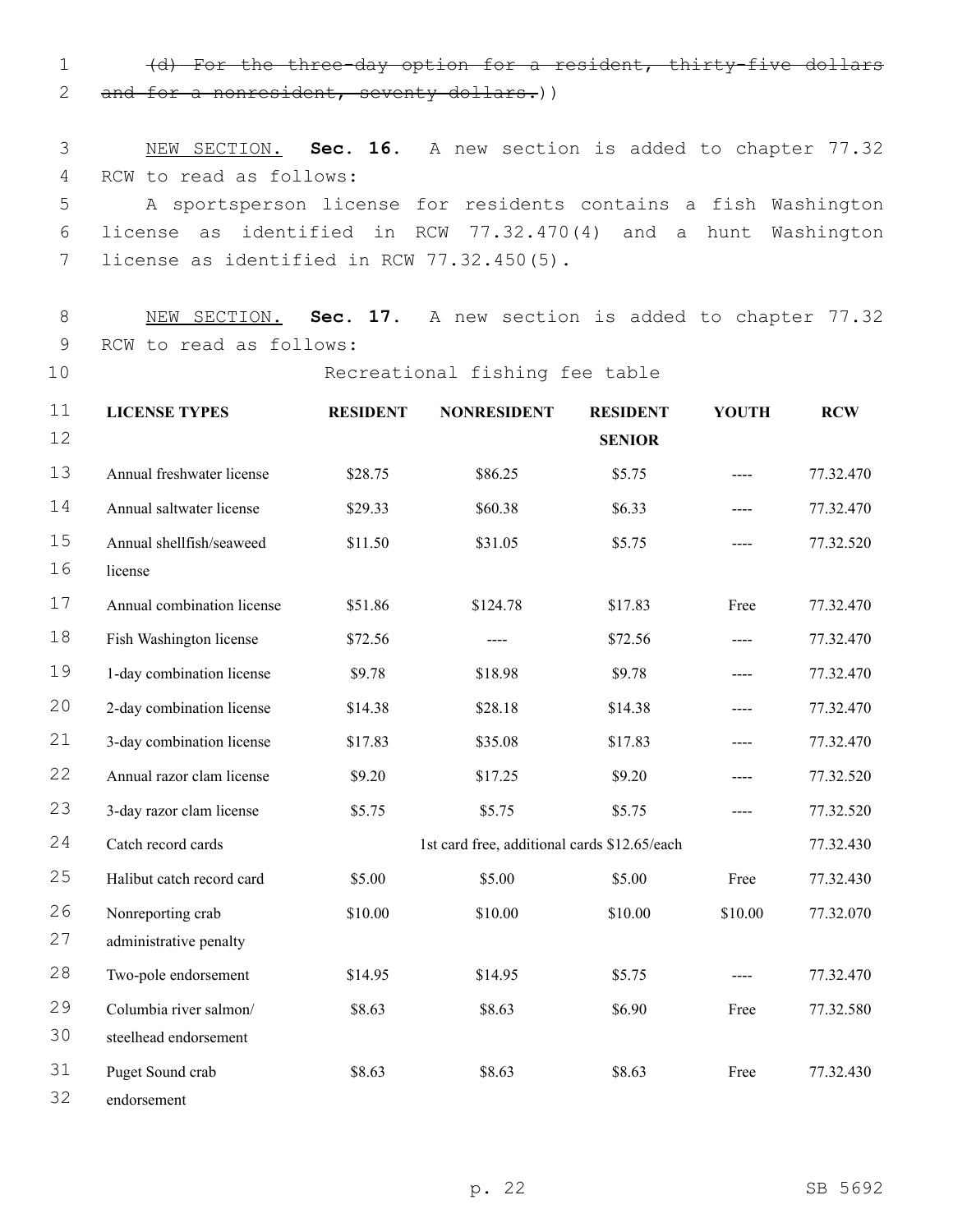~~(d) For the three-day option for a resident, thirty-five dollars and for a nonresident, seventy dollars.~~))

NEW SECTION. **Sec. 16.** A new section is added to chapter 77.32 RCW to read as follows:

A sportsperson license for residents contains a fish Washington license as identified in RCW 77.32.470(4) and a hunt Washington license as identified in RCW 77.32.450(5).

NEW SECTION. **Sec. 17.** A new section is added to chapter 77.32 RCW to read as follows:

Recreational fishing fee table

| LICENSE TYPES | RESIDENT | NONRESIDENT | RESIDENT SENIOR | YOUTH | RCW |
|---|---|---|---|---|---|
| Annual freshwater license | $28.75 | $86.25 | $5.75 | ---- | 77.32.470 |
| Annual saltwater license | $29.33 | $60.38 | $6.33 | ---- | 77.32.470 |
| Annual shellfish/seaweed license | $11.50 | $31.05 | $5.75 | ---- | 77.32.520 |
| Annual combination license | $51.86 | $124.78 | $17.83 | Free | 77.32.470 |
| Fish Washington license | $72.56 | ---- | $72.56 | ---- | 77.32.470 |
| 1-day combination license | $9.78 | $18.98 | $9.78 | ---- | 77.32.470 |
| 2-day combination license | $14.38 | $28.18 | $14.38 | ---- | 77.32.470 |
| 3-day combination license | $17.83 | $35.08 | $17.83 | ---- | 77.32.470 |
| Annual razor clam license | $9.20 | $17.25 | $9.20 | ---- | 77.32.520 |
| 3-day razor clam license | $5.75 | $5.75 | $5.75 | ---- | 77.32.520 |
| Catch record cards | 1st card free, additional cards $12.65/each | | | | 77.32.430 |
| Halibut catch record card | $5.00 | $5.00 | $5.00 | Free | 77.32.430 |
| Nonreporting crab administrative penalty | $10.00 | $10.00 | $10.00 | $10.00 | 77.32.070 |
| Two-pole endorsement | $14.95 | $14.95 | $5.75 | ---- | 77.32.470 |
| Columbia river salmon/ steelhead endorsement | $8.63 | $8.63 | $6.90 | Free | 77.32.580 |
| Puget Sound crab endorsement | $8.63 | $8.63 | $8.63 | Free | 77.32.430 |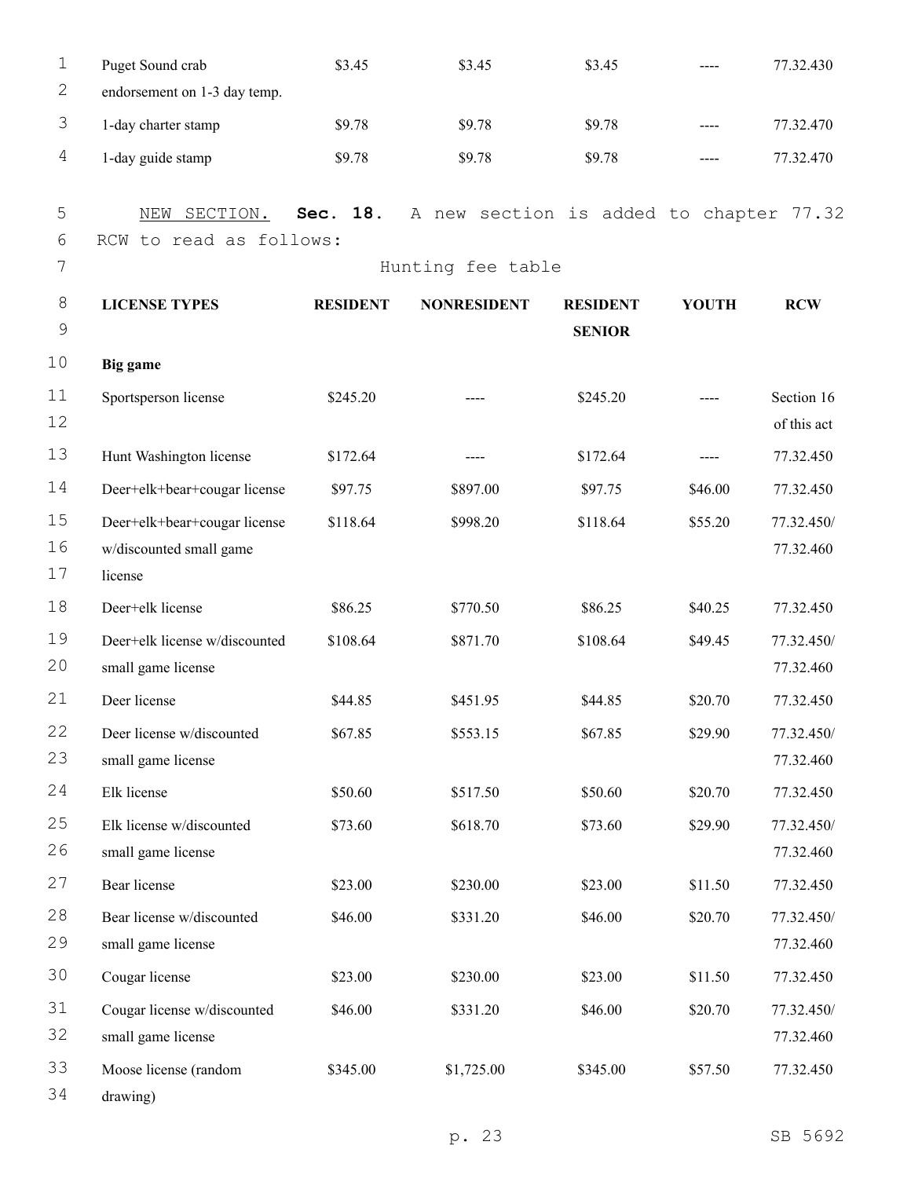| | | | | | |
|---|---|---|---|---|---|
| Puget Sound crab endorsement on 1-3 day temp. | $3.45 | $3.45 | $3.45 | ---- | 77.32.430 |
| 1-day charter stamp | $9.78 | $9.78 | $9.78 | ---- | 77.32.470 |
| 1-day guide stamp | $9.78 | $9.78 | $9.78 | ---- | 77.32.470 |

NEW SECTION. **Sec. 18.** A new section is added to chapter 77.32 RCW to read as follows:

Hunting fee table

| **LICENSE TYPES** | **RESIDENT** | **NONRESIDENT** | **RESIDENT SENIOR** | **YOUTH** | **RCW** |
|---|---|---|---|---|---|
| **Big game** | | | | | |
| Sportsperson license | $245.20 | ---- | $245.20 | ---- | Section 16 of this act |
| Hunt Washington license | $172.64 | ---- | $172.64 | ---- | 77.32.450 |
| Deer+elk+bear+cougar license | $97.75 | $897.00 | $97.75 | $46.00 | 77.32.450 |
| Deer+elk+bear+cougar license w/discounted small game license | $118.64 | $998.20 | $118.64 | $55.20 | 77.32.450/ 77.32.460 |
| Deer+elk license | $86.25 | $770.50 | $86.25 | $40.25 | 77.32.450 |
| Deer+elk license w/discounted small game license | $108.64 | $871.70 | $108.64 | $49.45 | 77.32.450/ 77.32.460 |
| Deer license | $44.85 | $451.95 | $44.85 | $20.70 | 77.32.450 |
| Deer license w/discounted small game license | $67.85 | $553.15 | $67.85 | $29.90 | 77.32.450/ 77.32.460 |
| Elk license | $50.60 | $517.50 | $50.60 | $20.70 | 77.32.450 |
| Elk license w/discounted small game license | $73.60 | $618.70 | $73.60 | $29.90 | 77.32.450/ 77.32.460 |
| Bear license | $23.00 | $230.00 | $23.00 | $11.50 | 77.32.450 |
| Bear license w/discounted small game license | $46.00 | $331.20 | $46.00 | $20.70 | 77.32.450/ 77.32.460 |
| Cougar license | $23.00 | $230.00 | $23.00 | $11.50 | 77.32.450 |
| Cougar license w/discounted small game license | $46.00 | $331.20 | $46.00 | $20.70 | 77.32.450/ 77.32.460 |
| Moose license (random drawing) | $345.00 | $1,725.00 | $345.00 | $57.50 | 77.32.450 |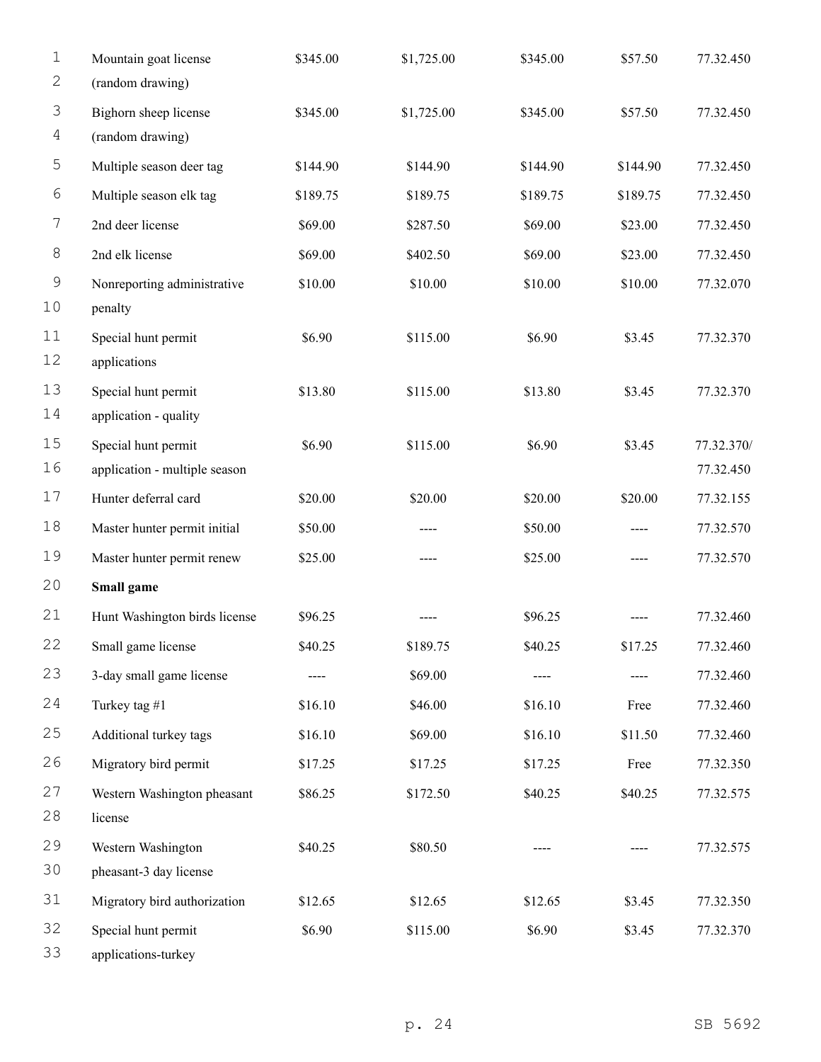| | | | | | |
|---|---|---|---|---|---|
| Mountain goat license (random drawing) | $345.00 | $1,725.00 | $345.00 | $57.50 | 77.32.450 |
| Bighorn sheep license (random drawing) | $345.00 | $1,725.00 | $345.00 | $57.50 | 77.32.450 |
| Multiple season deer tag | $144.90 | $144.90 | $144.90 | $144.90 | 77.32.450 |
| Multiple season elk tag | $189.75 | $189.75 | $189.75 | $189.75 | 77.32.450 |
| 2nd deer license | $69.00 | $287.50 | $69.00 | $23.00 | 77.32.450 |
| 2nd elk license | $69.00 | $402.50 | $69.00 | $23.00 | 77.32.450 |
| Nonreporting administrative penalty | $10.00 | $10.00 | $10.00 | $10.00 | 77.32.070 |
| Special hunt permit applications | $6.90 | $115.00 | $6.90 | $3.45 | 77.32.370 |
| Special hunt permit application - quality | $13.80 | $115.00 | $13.80 | $3.45 | 77.32.370 |
| Special hunt permit application - multiple season | $6.90 | $115.00 | $6.90 | $3.45 | 77.32.370/ 77.32.450 |
| Hunter deferral card | $20.00 | $20.00 | $20.00 | $20.00 | 77.32.155 |
| Master hunter permit initial | $50.00 | ---- | $50.00 | ---- | 77.32.570 |
| Master hunter permit renew | $25.00 | ---- | $25.00 | ---- | 77.32.570 |
| **Small game** | | | | | |
| Hunt Washington birds license | $96.25 | ---- | $96.25 | ---- | 77.32.460 |
| Small game license | $40.25 | $189.75 | $40.25 | $17.25 | 77.32.460 |
| 3-day small game license | ---- | $69.00 | ---- | ---- | 77.32.460 |
| Turkey tag #1 | $16.10 | $46.00 | $16.10 | Free | 77.32.460 |
| Additional turkey tags | $16.10 | $69.00 | $16.10 | $11.50 | 77.32.460 |
| Migratory bird permit | $17.25 | $17.25 | $17.25 | Free | 77.32.350 |
| Western Washington pheasant license | $86.25 | $172.50 | $40.25 | $40.25 | 77.32.575 |
| Western Washington pheasant-3 day license | $40.25 | $80.50 | ---- | ---- | 77.32.575 |
| Migratory bird authorization | $12.65 | $12.65 | $12.65 | $3.45 | 77.32.350 |
| Special hunt permit applications-turkey | $6.90 | $115.00 | $6.90 | $3.45 | 77.32.370 |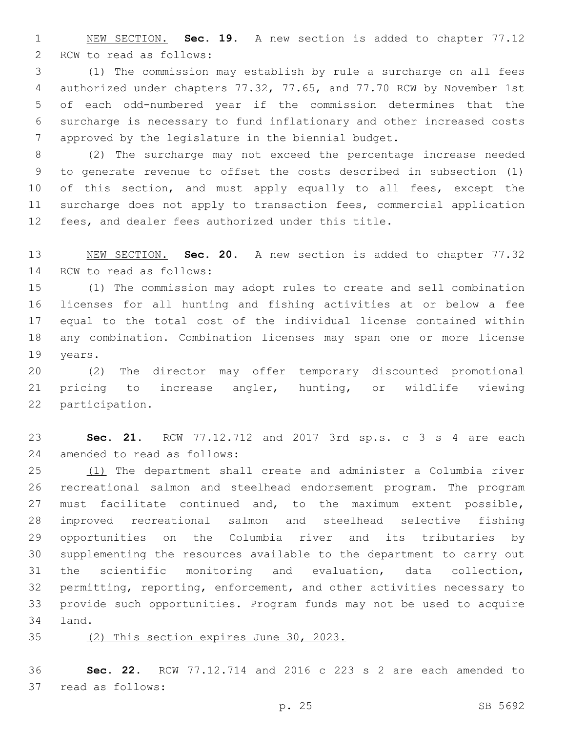NEW SECTION. **Sec. 19.** A new section is added to chapter 77.12 RCW to read as follows:

(1) The commission may establish by rule a surcharge on all fees authorized under chapters 77.32, 77.65, and 77.70 RCW by November 1st of each odd-numbered year if the commission determines that the surcharge is necessary to fund inflationary and other increased costs approved by the legislature in the biennial budget.

(2) The surcharge may not exceed the percentage increase needed to generate revenue to offset the costs described in subsection (1) of this section, and must apply equally to all fees, except the surcharge does not apply to transaction fees, commercial application fees, and dealer fees authorized under this title.

NEW SECTION. **Sec. 20.** A new section is added to chapter 77.32 RCW to read as follows:

(1) The commission may adopt rules to create and sell combination licenses for all hunting and fishing activities at or below a fee equal to the total cost of the individual license contained within any combination. Combination licenses may span one or more license years.

(2) The director may offer temporary discounted promotional pricing to increase angler, hunting, or wildlife viewing participation.

**Sec. 21.** RCW 77.12.712 and 2017 3rd sp.s. c 3 s 4 are each amended to read as follows:

(1) The department shall create and administer a Columbia river recreational salmon and steelhead endorsement program. The program must facilitate continued and, to the maximum extent possible, improved recreational salmon and steelhead selective fishing opportunities on the Columbia river and its tributaries by supplementing the resources available to the department to carry out the scientific monitoring and evaluation, data collection, permitting, reporting, enforcement, and other activities necessary to provide such opportunities. Program funds may not be used to acquire land.

(2) This section expires June 30, 2023.

**Sec. 22.** RCW 77.12.714 and 2016 c 223 s 2 are each amended to read as follows: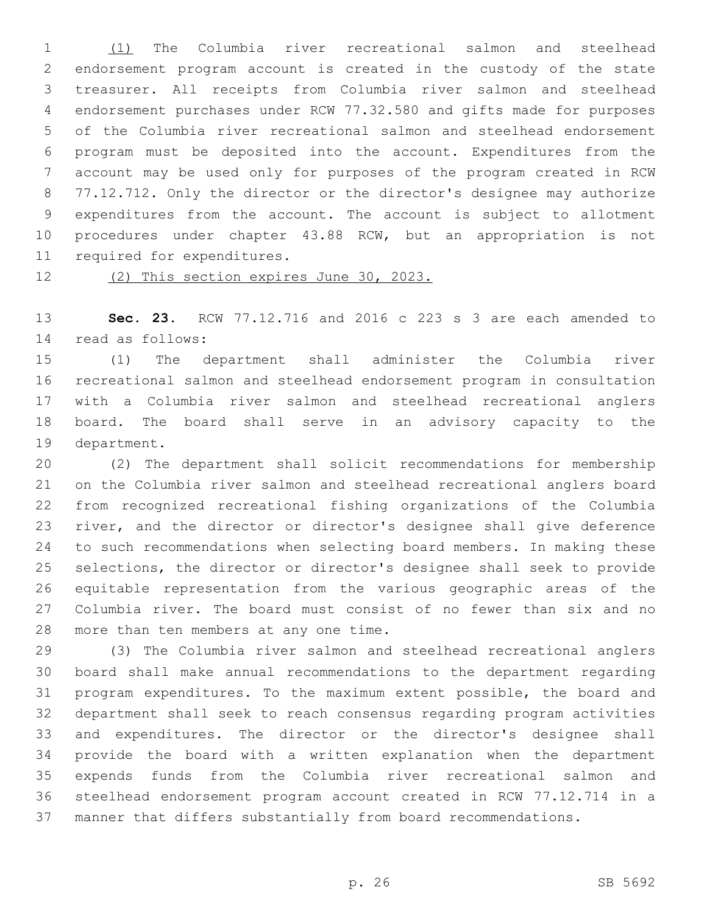(1) The Columbia river recreational salmon and steelhead endorsement program account is created in the custody of the state treasurer. All receipts from Columbia river salmon and steelhead endorsement purchases under RCW 77.32.580 and gifts made for purposes of the Columbia river recreational salmon and steelhead endorsement program must be deposited into the account. Expenditures from the account may be used only for purposes of the program created in RCW 77.12.712. Only the director or the director's designee may authorize expenditures from the account. The account is subject to allotment procedures under chapter 43.88 RCW, but an appropriation is not required for expenditures.

(2) This section expires June 30, 2023.

**Sec. 23.** RCW 77.12.716 and 2016 c 223 s 3 are each amended to read as follows:

(1) The department shall administer the Columbia river recreational salmon and steelhead endorsement program in consultation with a Columbia river salmon and steelhead recreational anglers board. The board shall serve in an advisory capacity to the department.

(2) The department shall solicit recommendations for membership on the Columbia river salmon and steelhead recreational anglers board from recognized recreational fishing organizations of the Columbia river, and the director or director's designee shall give deference to such recommendations when selecting board members. In making these selections, the director or director's designee shall seek to provide equitable representation from the various geographic areas of the Columbia river. The board must consist of no fewer than six and no more than ten members at any one time.

(3) The Columbia river salmon and steelhead recreational anglers board shall make annual recommendations to the department regarding program expenditures. To the maximum extent possible, the board and department shall seek to reach consensus regarding program activities and expenditures. The director or the director's designee shall provide the board with a written explanation when the department expends funds from the Columbia river recreational salmon and steelhead endorsement program account created in RCW 77.12.714 in a manner that differs substantially from board recommendations.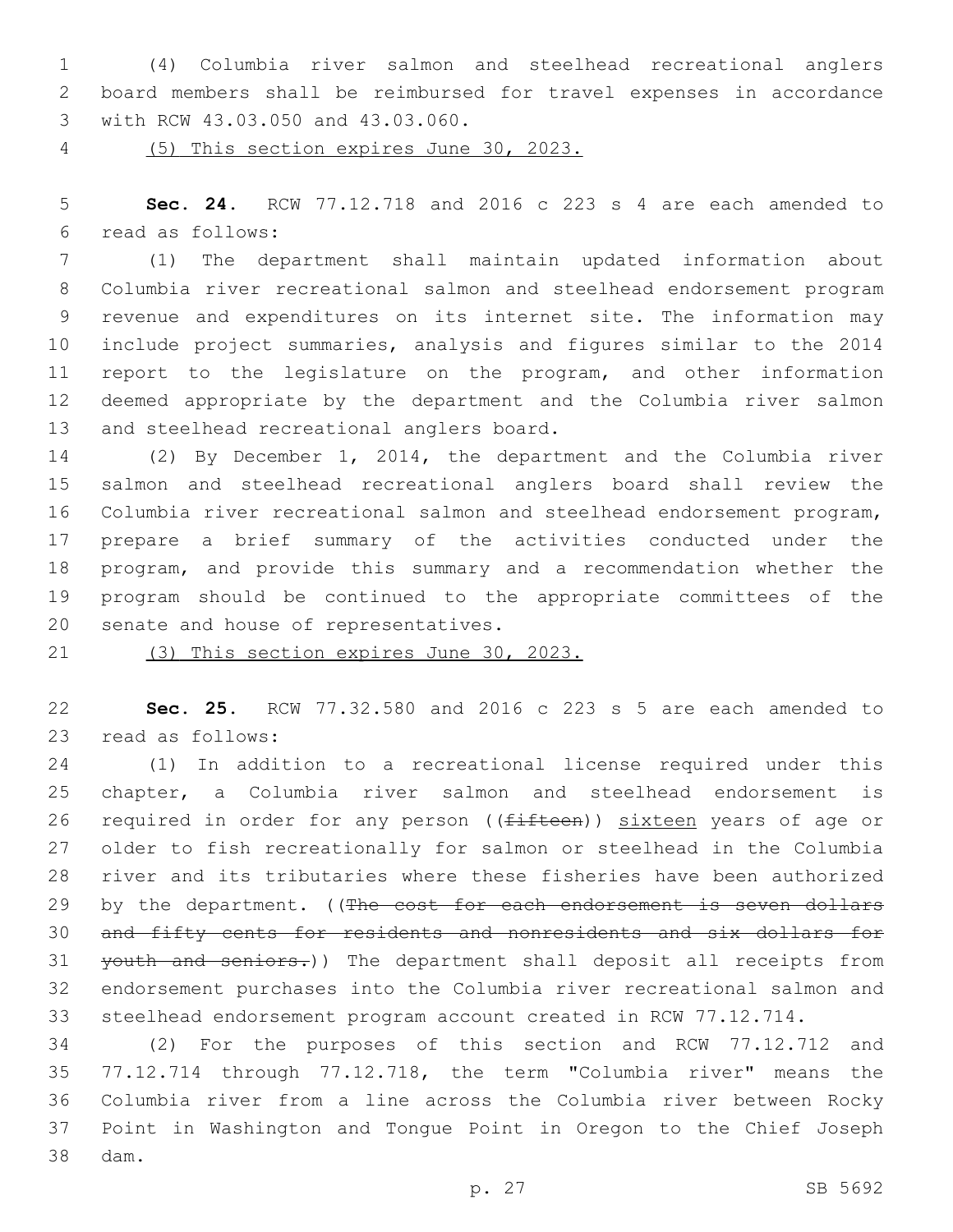(4) Columbia river salmon and steelhead recreational anglers board members shall be reimbursed for travel expenses in accordance with RCW 43.03.050 and 43.03.060.

(5) This section expires June 30, 2023.

**Sec. 24.** RCW 77.12.718 and 2016 c 223 s 4 are each amended to read as follows:

(1) The department shall maintain updated information about Columbia river recreational salmon and steelhead endorsement program revenue and expenditures on its internet site. The information may include project summaries, analysis and figures similar to the 2014 report to the legislature on the program, and other information deemed appropriate by the department and the Columbia river salmon and steelhead recreational anglers board.

(2) By December 1, 2014, the department and the Columbia river salmon and steelhead recreational anglers board shall review the Columbia river recreational salmon and steelhead endorsement program, prepare a brief summary of the activities conducted under the program, and provide this summary and a recommendation whether the program should be continued to the appropriate committees of the senate and house of representatives.

(3) This section expires June 30, 2023.

**Sec. 25.** RCW 77.32.580 and 2016 c 223 s 5 are each amended to read as follows:

(1) In addition to a recreational license required under this chapter, a Columbia river salmon and steelhead endorsement is required in order for any person ((~~fifteen~~)) sixteen years of age or older to fish recreationally for salmon or steelhead in the Columbia river and its tributaries where these fisheries have been authorized by the department. ((~~The cost for each endorsement is seven dollars and fifty cents for residents and nonresidents and six dollars for youth and seniors.~~)) The department shall deposit all receipts from endorsement purchases into the Columbia river recreational salmon and steelhead endorsement program account created in RCW 77.12.714.

(2) For the purposes of this section and RCW 77.12.712 and 77.12.714 through 77.12.718, the term "Columbia river" means the Columbia river from a line across the Columbia river between Rocky Point in Washington and Tongue Point in Oregon to the Chief Joseph dam.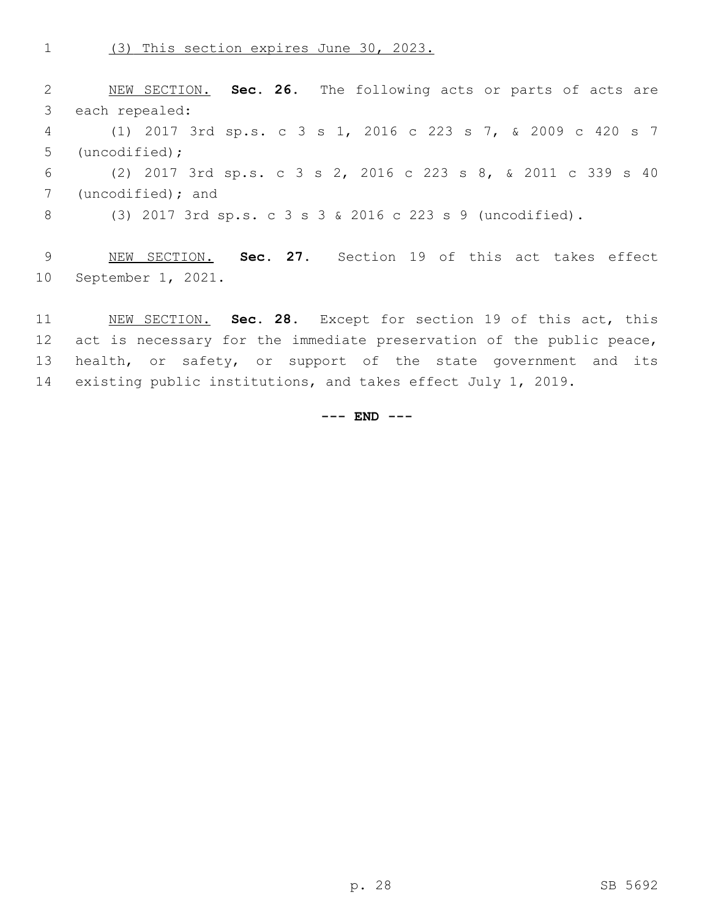(3) This section expires June 30, 2023.

NEW SECTION. **Sec. 26.** The following acts or parts of acts are each repealed:

(1) 2017 3rd sp.s. c 3 s 1, 2016 c 223 s 7, & 2009 c 420 s 7 (uncodified);

(2) 2017 3rd sp.s. c 3 s 2, 2016 c 223 s 8, & 2011 c 339 s 40 (uncodified); and

(3) 2017 3rd sp.s. c 3 s 3 & 2016 c 223 s 9 (uncodified).

NEW SECTION. **Sec. 27.** Section 19 of this act takes effect September 1, 2021.

NEW SECTION. **Sec. 28.** Except for section 19 of this act, this act is necessary for the immediate preservation of the public peace, health, or safety, or support of the state government and its existing public institutions, and takes effect July 1, 2019.

**--- END ---**